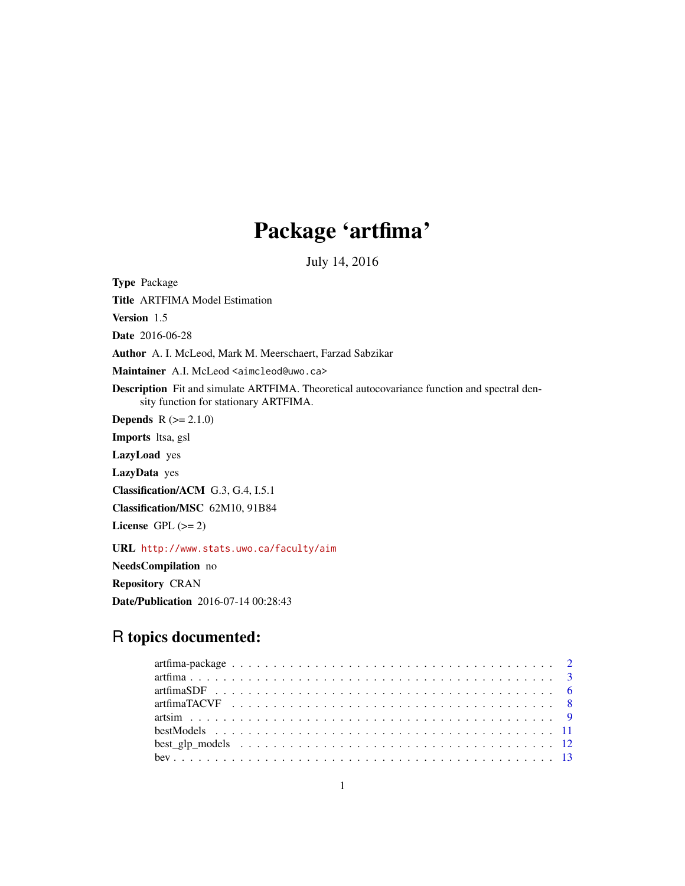# Package 'artfima'

July 14, 2016

**Type** Package

**Title** ARTFIMA Model Estimation

**Version** 1.5

**Date** 2016-06-28

**Author** A. I. McLeod, Mark M. Meerschaert, Farzad Sabzikar

**Maintainer** A.I. McLeod <aimcleod@uwo.ca>

**Description** Fit and simulate ARTFIMA. Theoretical autocovariance function and spectral density function for stationary ARTFIMA.

**Depends** R (>= 2.1.0)

**Imports** ltsa, gsl

**LazyLoad** yes

**LazyData** yes

**Classification/ACM** G.3, G.4, I.5.1

**Classification/MSC** 62M10, 91B84

**License** GPL (>= 2)

**URL** http://www.stats.uwo.ca/faculty/aim

**NeedsCompilation** no

**Repository** CRAN

**Date/Publication** 2016-07-14 00:28:43

## R topics documented:

- artfima-package . . . . . . . . . . . . . . . . . . . . . . . . . . . . . . . . . . . . . . . 2
- artfima . . . . . . . . . . . . . . . . . . . . . . . . . . . . . . . . . . . . . . . . . . . . 3
- artfimaSDF . . . . . . . . . . . . . . . . . . . . . . . . . . . . . . . . . . . . . . . . . 6
- artfimaTACVF . . . . . . . . . . . . . . . . . . . . . . . . . . . . . . . . . . . . . . . 8
- artsim . . . . . . . . . . . . . . . . . . . . . . . . . . . . . . . . . . . . . . . . . . . . 9
- bestModels . . . . . . . . . . . . . . . . . . . . . . . . . . . . . . . . . . . . . . . . . 11
- best_glp_models . . . . . . . . . . . . . . . . . . . . . . . . . . . . . . . . . . . . . . 12
- bev . . . . . . . . . . . . . . . . . . . . . . . . . . . . . . . . . . . . . . . . . . . . . 13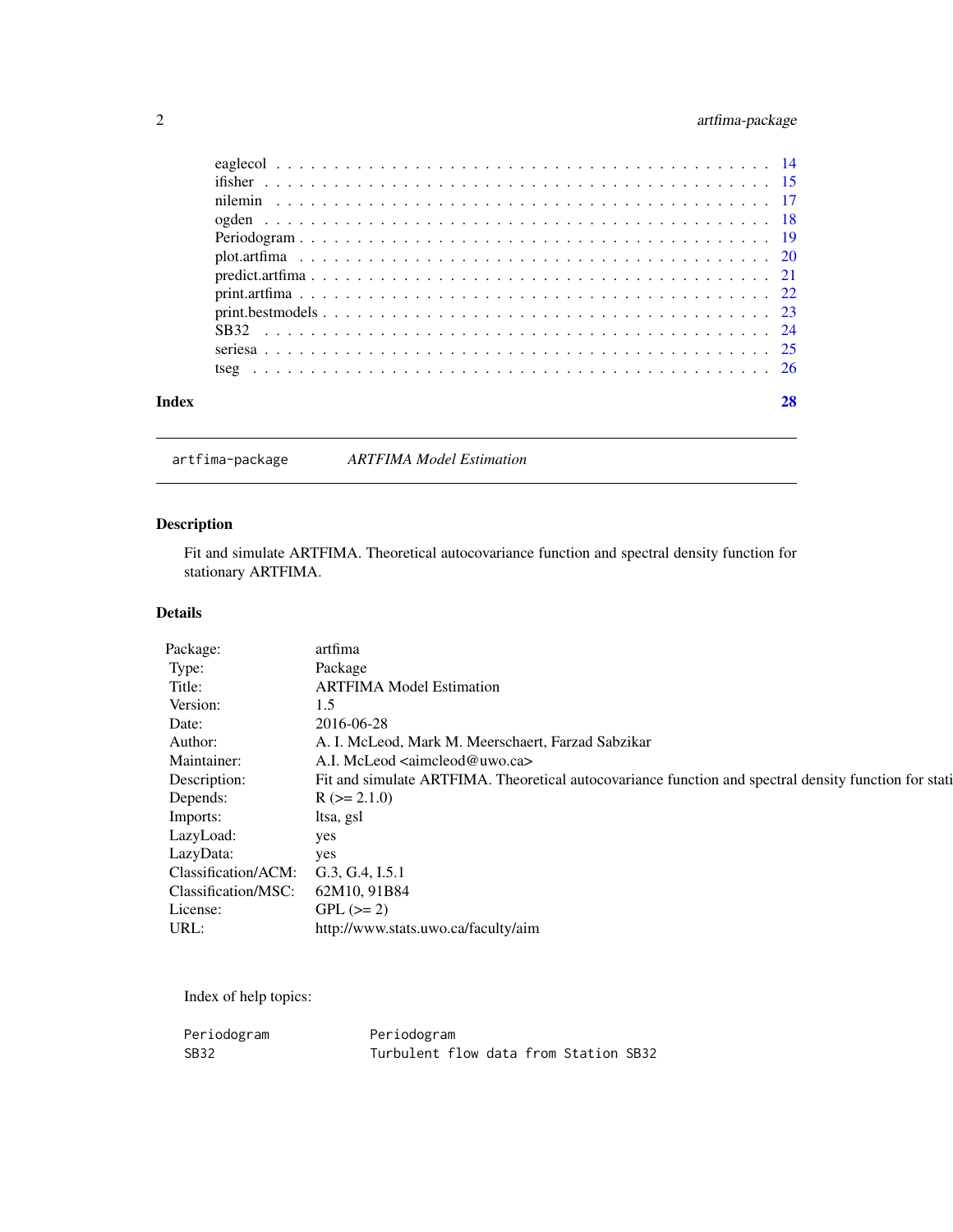| | |
|---|---|
| eaglecol | 14 |
| ifisher | 15 |
| nilemin | 17 |
| ogden | 18 |
| Periodogram | 19 |
| plot.artfima | 20 |
| predict.artfima | 21 |
| print.artfima | 22 |
| print.bestmodels | 23 |
| SB32 | 24 |
| seriesa | 25 |
| tseg | 26 |

**Index** 28

---

artfima-package *ARTFIMA Model Estimation*

---

## Description

Fit and simulate ARTFIMA. Theoretical autocovariance function and spectral density function for stationary ARTFIMA.

## Details

| | |
|---|---|
| Package: | artfima |
| Type: | Package |
| Title: | ARTFIMA Model Estimation |
| Version: | 1.5 |
| Date: | 2016-06-28 |
| Author: | A. I. McLeod, Mark M. Meerschaert, Farzad Sabzikar |
| Maintainer: | A.I. McLeod <aimcleod@uwo.ca> |
| Description: | Fit and simulate ARTFIMA. Theoretical autocovariance function and spectral density function for stati |
| Depends: | R (>= 2.1.0) |
| Imports: | ltsa, gsl |
| LazyLoad: | yes |
| LazyData: | yes |
| Classification/ACM: | G.3, G.4, I.5.1 |
| Classification/MSC: | 62M10, 91B84 |
| License: | GPL (>= 2) |
| URL: | http://www.stats.uwo.ca/faculty/aim |

Index of help topics:

```
Periodogram             Periodogram
SB32                    Turbulent flow data from Station SB32
```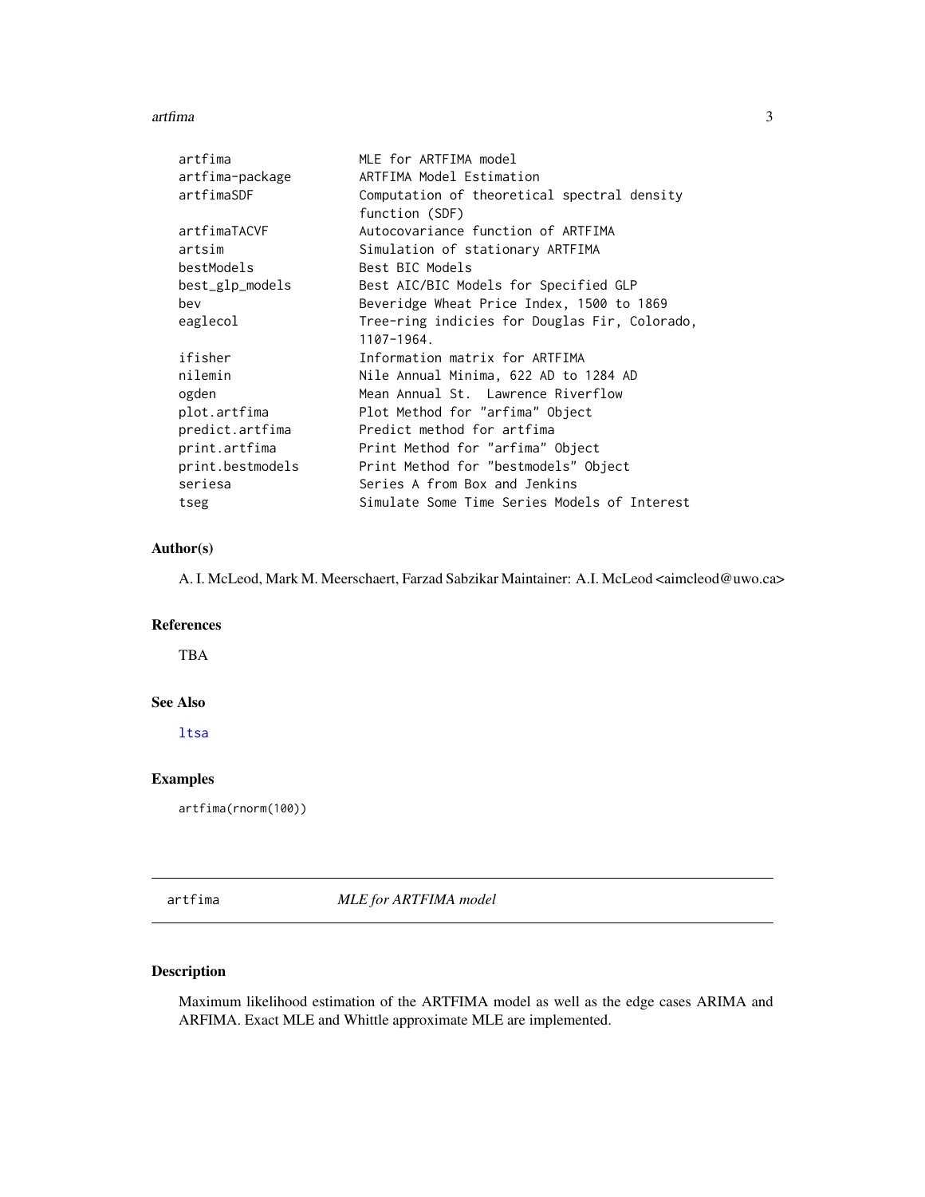| | |
|---|---|
| artfima | MLE for ARTFIMA model |
| artfima-package | ARTFIMA Model Estimation |
| artfimaSDF | Computation of theoretical spectral density function (SDF) |
| artfimaTACVF | Autocovariance function of ARTFIMA |
| artsim | Simulation of stationary ARTFIMA |
| bestModels | Best BIC Models |
| best_glp_models | Best AIC/BIC Models for Specified GLP |
| bev | Beveridge Wheat Price Index, 1500 to 1869 |
| eaglecol | Tree-ring indicies for Douglas Fir, Colorado, 1107-1964. |
| ifisher | Information matrix for ARTFIMA |
| nilemin | Nile Annual Minima, 622 AD to 1284 AD |
| ogden | Mean Annual St. Lawrence Riverflow |
| plot.artfima | Plot Method for "arfima" Object |
| predict.artfima | Predict method for artfima |
| print.artfima | Print Method for "arfima" Object |
| print.bestmodels | Print Method for "bestmodels" Object |
| seriesa | Series A from Box and Jenkins |
| tseg | Simulate Some Time Series Models of Interest |

## Author(s)

A. I. McLeod, Mark M. Meerschaert, Farzad Sabzikar Maintainer: A.I. McLeod <aimcleod@uwo.ca>

## References

TBA

## See Also

ltsa

## Examples

```
artfima(rnorm(100))
```

---

# artfima — *MLE for ARTFIMA model*

## Description

Maximum likelihood estimation of the ARTFIMA model as well as the edge cases ARIMA and ARFIMA. Exact MLE and Whittle approximate MLE are implemented.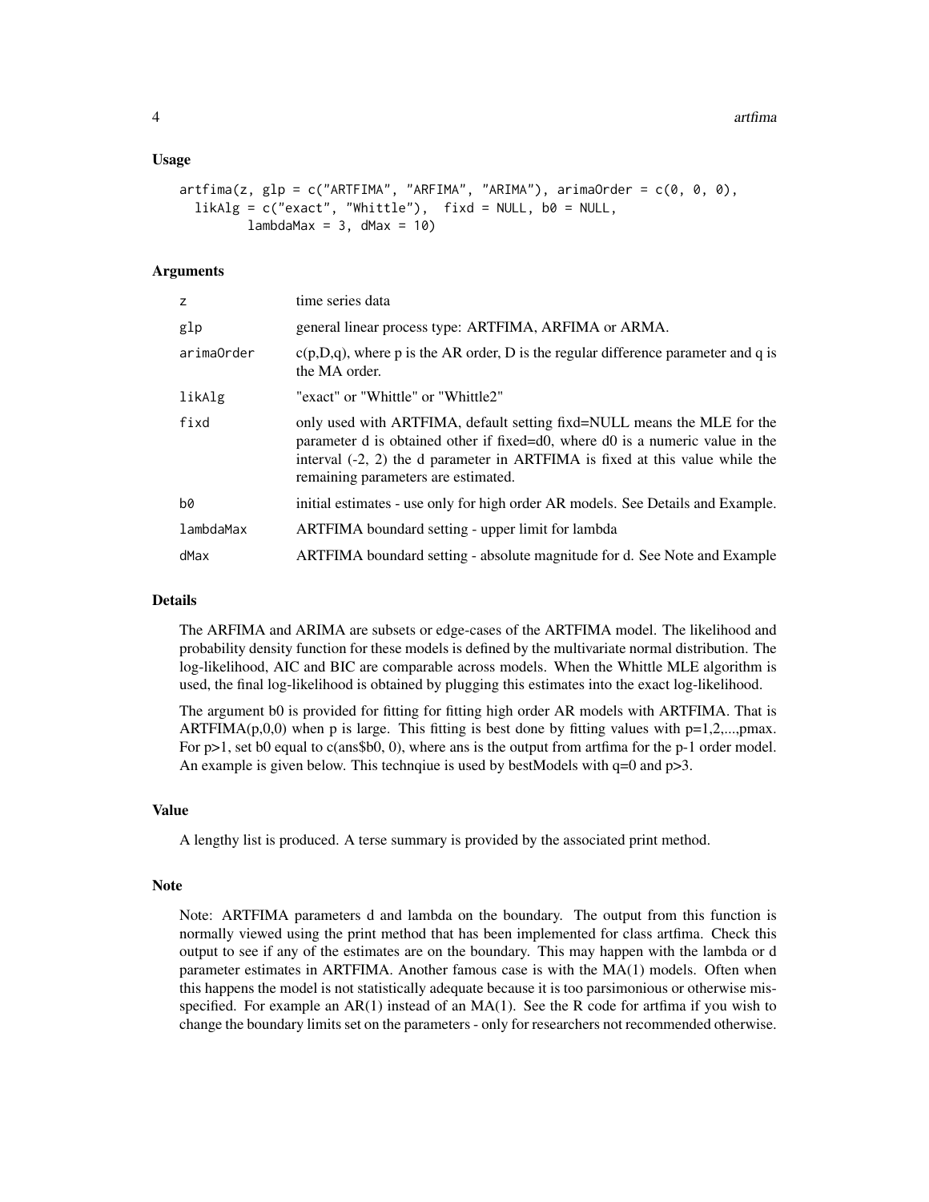## Usage

```
artfima(z, glp = c("ARTFIMA", "ARFIMA", "ARIMA"), arimaOrder = c(0, 0, 0),
  likAlg = c("exact", "Whittle"),  fixd = NULL, b0 = NULL,
        lambdaMax = 3, dMax = 10)
```

## Arguments

| | |
|---|---|
| z | time series data |
| glp | general linear process type: ARTFIMA, ARFIMA or ARMA. |
| arimaOrder | c(p,D,q), where p is the AR order, D is the regular difference parameter and q is the MA order. |
| likAlg | "exact" or "Whittle" or "Whittle2" |
| fixd | only used with ARTFIMA, default setting fixd=NULL means the MLE for the parameter d is obtained other if fixed=d0, where d0 is a numeric value in the interval (-2, 2) the d parameter in ARTFIMA is fixed at this value while the remaining parameters are estimated. |
| b0 | initial estimates - use only for high order AR models. See Details and Example. |
| lambdaMax | ARTFIMA boundard setting - upper limit for lambda |
| dMax | ARTFIMA boundard setting - absolute magnitude for d. See Note and Example |

## Details

The ARFIMA and ARIMA are subsets or edge-cases of the ARTFIMA model. The likelihood and probability density function for these models is defined by the multivariate normal distribution. The log-likelihood, AIC and BIC are comparable across models. When the Whittle MLE algorithm is used, the final log-likelihood is obtained by plugging this estimates into the exact log-likelihood.

The argument b0 is provided for fitting for fitting high order AR models with ARTFIMA. That is ARTFIMA(p,0,0) when p is large. This fitting is best done by fitting values with p=1,2,...,pmax. For p>1, set b0 equal to c(ans$b0, 0), where ans is the output from artfima for the p-1 order model. An example is given below. This technqiue is used by bestModels with q=0 and p>3.

## Value

A lengthy list is produced. A terse summary is provided by the associated print method.

## Note

Note: ARTFIMA parameters d and lambda on the boundary. The output from this function is normally viewed using the print method that has been implemented for class artfima. Check this output to see if any of the estimates are on the boundary. This may happen with the lambda or d parameter estimates in ARTFIMA. Another famous case is with the MA(1) models. Often when this happens the model is not statistically adequate because it is too parsimonious or otherwise misspecified. For example an AR(1) instead of an MA(1). See the R code for artfima if you wish to change the boundary limits set on the parameters - only for researchers not recommended otherwise.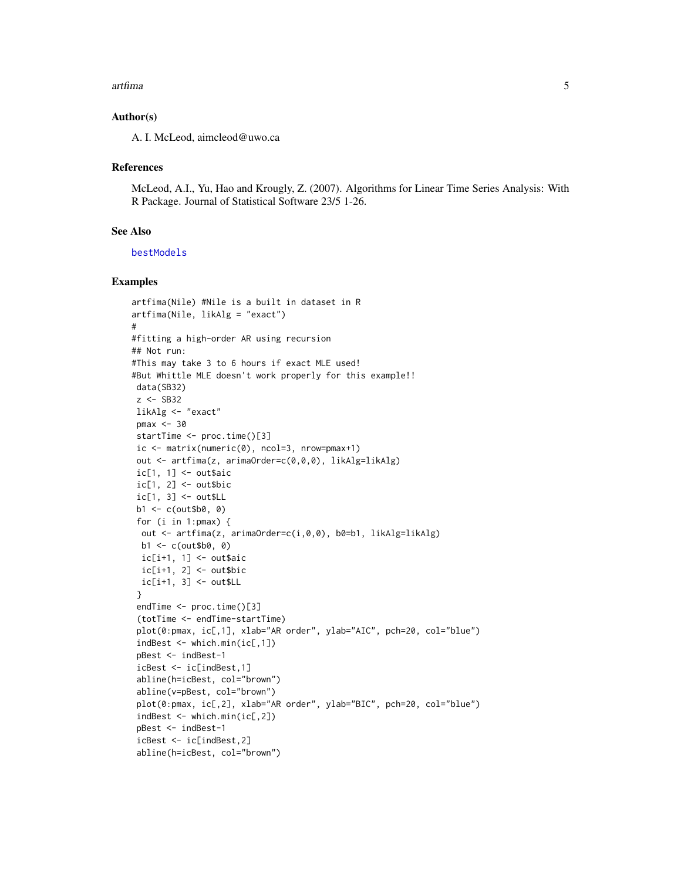### Author(s)

A. I. McLeod, aimcleod@uwo.ca

### References

McLeod, A.I., Yu, Hao and Krougly, Z. (2007). Algorithms for Linear Time Series Analysis: With R Package. Journal of Statistical Software 23/5 1-26.

### See Also

bestModels

### Examples

```
artfima(Nile) #Nile is a built in dataset in R
artfima(Nile, likAlg = "exact")
#
#fitting a high-order AR using recursion
## Not run:
#This may take 3 to 6 hours if exact MLE used!
#But Whittle MLE doesn't work properly for this example!!
 data(SB32)
 z <- SB32
 likAlg <- "exact"
 pmax <- 30
 startTime <- proc.time()[3]
 ic <- matrix(numeric(0), ncol=3, nrow=pmax+1)
 out <- artfima(z, arimaOrder=c(0,0,0), likAlg=likAlg)
 ic[1, 1] <- out$aic
 ic[1, 2] <- out$bic
 ic[1, 3] <- out$LL
 b1 <- c(out$b0, 0)
 for (i in 1:pmax) {
  out <- artfima(z, arimaOrder=c(i,0,0), b0=b1, likAlg=likAlg)
  b1 <- c(out$b0, 0)
  ic[i+1, 1] <- out$aic
  ic[i+1, 2] <- out$bic
  ic[i+1, 3] <- out$LL
 }
 endTime <- proc.time()[3]
 (totTime <- endTime-startTime)
 plot(0:pmax, ic[,1], xlab="AR order", ylab="AIC", pch=20, col="blue")
 indBest <- which.min(ic[,1])
 pBest <- indBest-1
 icBest <- ic[indBest,1]
 abline(h=icBest, col="brown")
 abline(v=pBest, col="brown")
 plot(0:pmax, ic[,2], xlab="AR order", ylab="BIC", pch=20, col="blue")
 indBest <- which.min(ic[,2])
 pBest <- indBest-1
 icBest <- ic[indBest,2]
 abline(h=icBest, col="brown")
```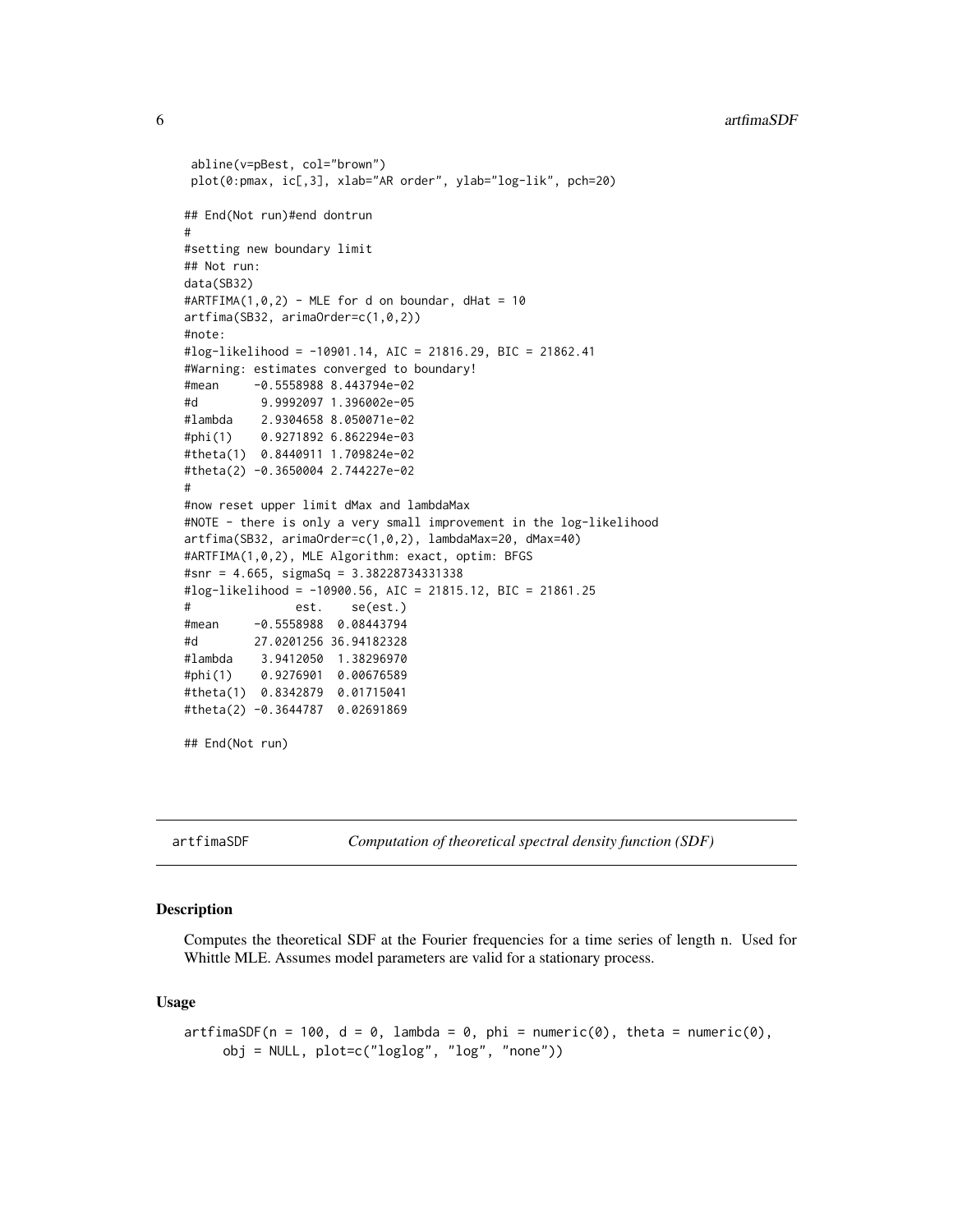```
 abline(v=pBest, col="brown")
 plot(0:pmax, ic[,3], xlab="AR order", ylab="log-lik", pch=20)

## End(Not run)#end dontrun
#
#setting new boundary limit
## Not run:
data(SB32)
#ARTFIMA(1,0,2) - MLE for d on boundar, dHat = 10
artfima(SB32, arimaOrder=c(1,0,2))
#note:
#log-likelihood = -10901.14, AIC = 21816.29, BIC = 21862.41
#Warning: estimates converged to boundary!
#mean     -0.5558988 8.443794e-02
#d         9.9992097 1.396002e-05
#lambda    2.9304658 8.050071e-02
#phi(1)    0.9271892 6.862294e-03
#theta(1)  0.8440911 1.709824e-02
#theta(2) -0.3650004 2.744227e-02
#
#now reset upper limit dMax and lambdaMax
#NOTE - there is only a very small improvement in the log-likelihood
artfima(SB32, arimaOrder=c(1,0,2), lambdaMax=20, dMax=40)
#ARTFIMA(1,0,2), MLE Algorithm: exact, optim: BFGS
#snr = 4.665, sigmaSq = 3.38228734331338
#log-likelihood = -10900.56, AIC = 21815.12, BIC = 21861.25
#               est.    se(est.)
#mean     -0.5558988  0.08443794
#d        27.0201256 36.94182328
#lambda    3.9412050  1.38296970
#phi(1)    0.9276901  0.00676589
#theta(1)  0.8342879  0.01715041
#theta(2) -0.3644787  0.02691869

## End(Not run)
```

## artfimaSDF — *Computation of theoretical spectral density function (SDF)*

### Description

Computes the theoretical SDF at the Fourier frequencies for a time series of length n. Used for Whittle MLE. Assumes model parameters are valid for a stationary process.

### Usage

```
artfimaSDF(n = 100, d = 0, lambda = 0, phi = numeric(0), theta = numeric(0),
     obj = NULL, plot=c("loglog", "log", "none"))
```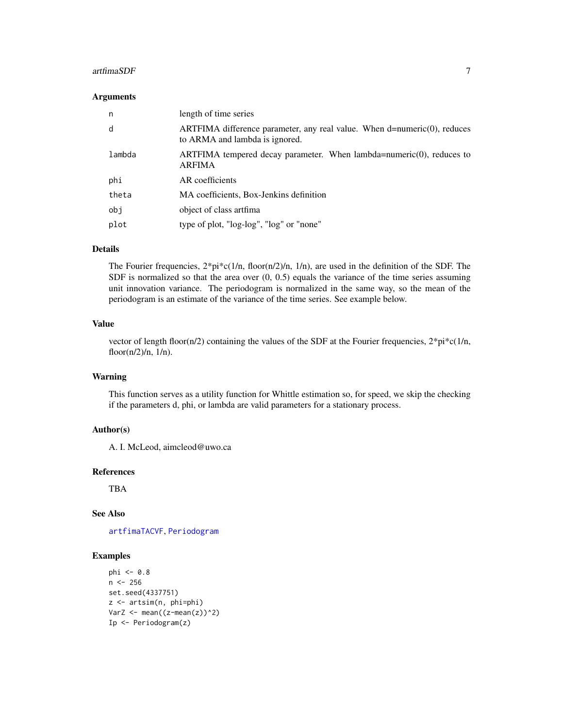### Arguments

| | |
|---|---|
| n | length of time series |
| d | ARTFIMA difference parameter, any real value. When d=numeric(0), reduces to ARMA and lambda is ignored. |
| lambda | ARTFIMA tempered decay parameter. When lambda=numeric(0), reduces to ARFIMA |
| phi | AR coefficients |
| theta | MA coefficients, Box-Jenkins definition |
| obj | object of class artfima |
| plot | type of plot, "log-log", "log" or "none" |

### Details

The Fourier frequencies, 2*pi*c(1/n, floor(n/2)/n, 1/n), are used in the definition of the SDF. The SDF is normalized so that the area over (0, 0.5) equals the variance of the time series assuming unit innovation variance. The periodogram is normalized in the same way, so the mean of the periodogram is an estimate of the variance of the time series. See example below.

### Value

vector of length floor(n/2) containing the values of the SDF at the Fourier frequencies, 2*pi*c(1/n, floor(n/2)/n, 1/n).

### Warning

This function serves as a utility function for Whittle estimation so, for speed, we skip the checking if the parameters d, phi, or lambda are valid parameters for a stationary process.

### Author(s)

A. I. McLeod, aimcleod@uwo.ca

### References

TBA

### See Also

artfimaTACVF, Periodogram

### Examples

```
phi <- 0.8
n <- 256
set.seed(4337751)
z <- artsim(n, phi=phi)
VarZ <- mean((z-mean(z))^2)
Ip <- Periodogram(z)
```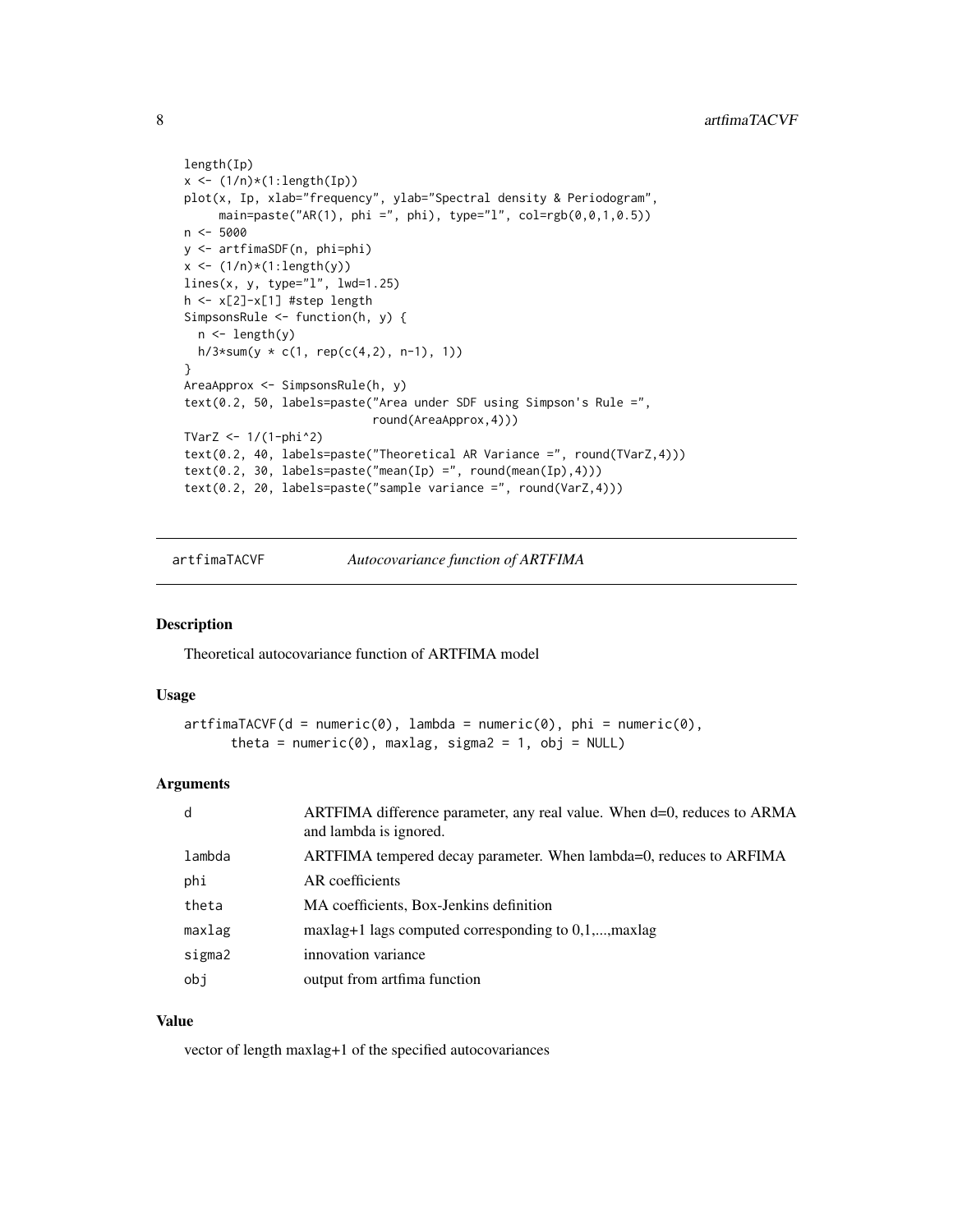```
length(Ip)
x <- (1/n)*(1:length(Ip))
plot(x, Ip, xlab="frequency", ylab="Spectral density & Periodogram",
     main=paste("AR(1), phi =", phi), type="l", col=rgb(0,0,1,0.5))
n <- 5000
y <- artfimaSDF(n, phi=phi)
x <- (1/n)*(1:length(y))
lines(x, y, type="l", lwd=1.25)
h <- x[2]-x[1] #step length
SimpsonsRule <- function(h, y) {
  n <- length(y)
  h/3*sum(y * c(1, rep(c(4,2), n-1), 1))
}
AreaApprox <- SimpsonsRule(h, y)
text(0.2, 50, labels=paste("Area under SDF using Simpson's Rule =",
                           round(AreaApprox,4)))
TVarZ <- 1/(1-phi^2)
text(0.2, 40, labels=paste("Theoretical AR Variance =", round(TVarZ,4)))
text(0.2, 30, labels=paste("mean(Ip) =", round(mean(Ip),4)))
text(0.2, 20, labels=paste("sample variance =", round(VarZ,4)))
```

## artfimaTACVF    *Autocovariance function of ARTFIMA*

### Description

Theoretical autocovariance function of ARTFIMA model

### Usage

```
artfimaTACVF(d = numeric(0), lambda = numeric(0), phi = numeric(0),
      theta = numeric(0), maxlag, sigma2 = 1, obj = NULL)
```

### Arguments

| | |
|---|---|
| d | ARTFIMA difference parameter, any real value. When d=0, reduces to ARMA and lambda is ignored. |
| lambda | ARTFIMA tempered decay parameter. When lambda=0, reduces to ARFIMA |
| phi | AR coefficients |
| theta | MA coefficients, Box-Jenkins definition |
| maxlag | maxlag+1 lags computed corresponding to 0,1,...,maxlag |
| sigma2 | innovation variance |
| obj | output from artfima function |

### Value

vector of length maxlag+1 of the specified autocovariances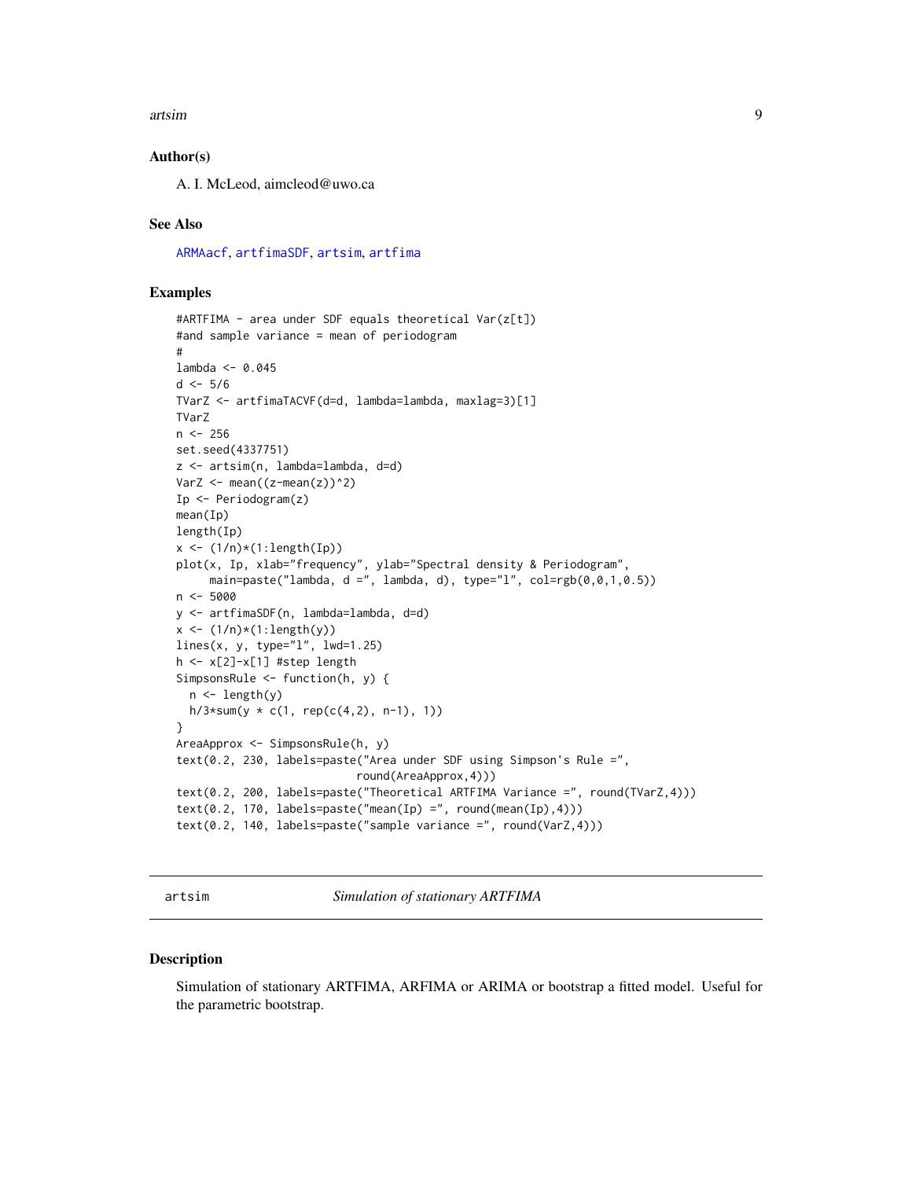## Author(s)

A. I. McLeod, aimcleod@uwo.ca

## See Also

ARMAacf, artfimaSDF, artsim, artfima

## Examples

```
#ARTFIMA - area under SDF equals theoretical Var(z[t])
#and sample variance = mean of periodogram
#
lambda <- 0.045
d <- 5/6
TVarZ <- artfimaTACVF(d=d, lambda=lambda, maxlag=3)[1]
TVarZ
n <- 256
set.seed(4337751)
z <- artsim(n, lambda=lambda, d=d)
VarZ <- mean((z-mean(z))^2)
Ip <- Periodogram(z)
mean(Ip)
length(Ip)
x <- (1/n)*(1:length(Ip))
plot(x, Ip, xlab="frequency", ylab="Spectral density & Periodogram",
     main=paste("lambda, d =", lambda, d), type="l", col=rgb(0,0,1,0.5))
n <- 5000
y <- artfimaSDF(n, lambda=lambda, d=d)
x <- (1/n)*(1:length(y))
lines(x, y, type="l", lwd=1.25)
h <- x[2]-x[1] #step length
SimpsonsRule <- function(h, y) {
  n <- length(y)
  h/3*sum(y * c(1, rep(c(4,2), n-1), 1))
}
AreaApprox <- SimpsonsRule(h, y)
text(0.2, 230, labels=paste("Area under SDF using Simpson's Rule =",
                            round(AreaApprox,4)))
text(0.2, 200, labels=paste("Theoretical ARTFIMA Variance =", round(TVarZ,4)))
text(0.2, 170, labels=paste("mean(Ip) =", round(mean(Ip),4)))
text(0.2, 140, labels=paste("sample variance =", round(VarZ,4)))
```

---

# artsim *Simulation of stationary ARTFIMA*

## Description

Simulation of stationary ARTFIMA, ARFIMA or ARIMA or bootstrap a fitted model. Useful for the parametric bootstrap.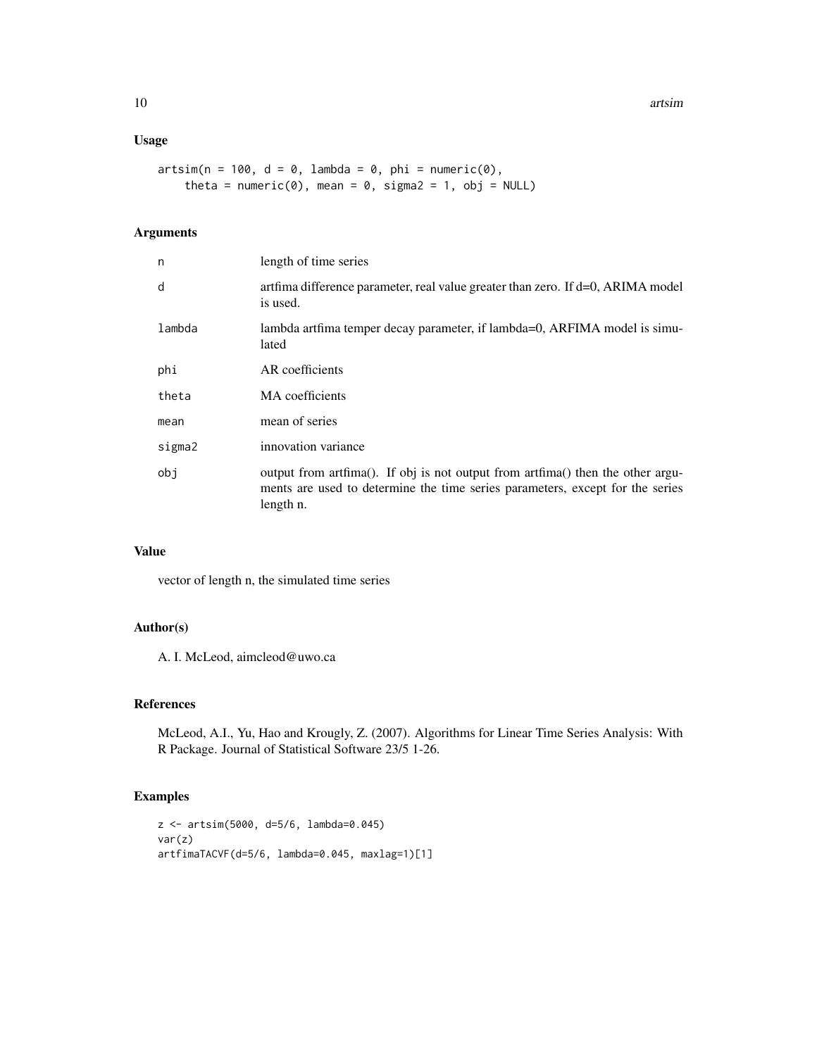## Usage

```
artsim(n = 100, d = 0, lambda = 0, phi = numeric(0),
    theta = numeric(0), mean = 0, sigma2 = 1, obj = NULL)
```

## Arguments

| | |
|---|---|
| n | length of time series |
| d | artfima difference parameter, real value greater than zero. If d=0, ARIMA model is used. |
| lambda | lambda artfima temper decay parameter, if lambda=0, ARFIMA model is simulated |
| phi | AR coefficients |
| theta | MA coefficients |
| mean | mean of series |
| sigma2 | innovation variance |
| obj | output from artfima(). If obj is not output from artfima() then the other arguments are used to determine the time series parameters, except for the series length n. |

## Value

vector of length n, the simulated time series

## Author(s)

A. I. McLeod, aimcleod@uwo.ca

## References

McLeod, A.I., Yu, Hao and Krougly, Z. (2007). Algorithms for Linear Time Series Analysis: With R Package. Journal of Statistical Software 23/5 1-26.

## Examples

```
z <- artsim(5000, d=5/6, lambda=0.045)
var(z)
artfimaTACVF(d=5/6, lambda=0.045, maxlag=1)[1]
```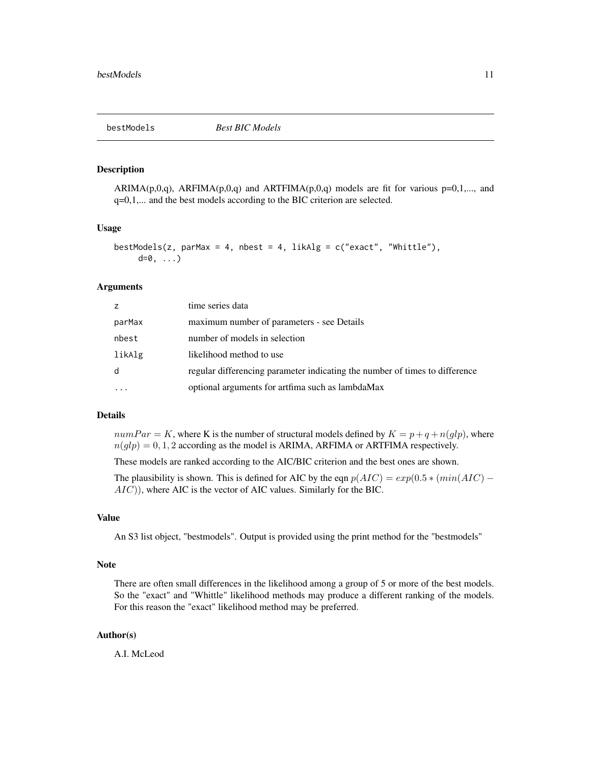# bestModels *Best BIC Models*

## Description

ARIMA(p,0,q), ARFIMA(p,0,q) and ARTFIMA(p,0,q) models are fit for various p=0,1,..., and q=0,1,... and the best models according to the BIC criterion are selected.

## Usage

```
bestModels(z, parMax = 4, nbest = 4, likAlg = c("exact", "Whittle"),
     d=0, ...)
```

## Arguments

| | |
|---|---|
| z | time series data |
| parMax | maximum number of parameters - see Details |
| nbest | number of models in selection |
| likAlg | likelihood method to use |
| d | regular differencing parameter indicating the number of times to difference |
| ... | optional arguments for artfima such as lambdaMax |

## Details

$numPar = K$, where K is the number of structural models defined by $K = p + q + n(glp)$, where $n(glp) = 0, 1, 2$ according as the model is ARIMA, ARFIMA or ARTFIMA respectively.

These models are ranked according to the AIC/BIC criterion and the best ones are shown.

The plausibility is shown. This is defined for AIC by the eqn $p(AIC) = exp(0.5 * (min(AIC) - AIC))$, where AIC is the vector of AIC values. Similarly for the BIC.

## Value

An S3 list object, "bestmodels". Output is provided using the print method for the "bestmodels"

## Note

There are often small differences in the likelihood among a group of 5 or more of the best models. So the "exact" and "Whittle" likelihood methods may produce a different ranking of the models. For this reason the "exact" likelihood method may be preferred.

## Author(s)

A.I. McLeod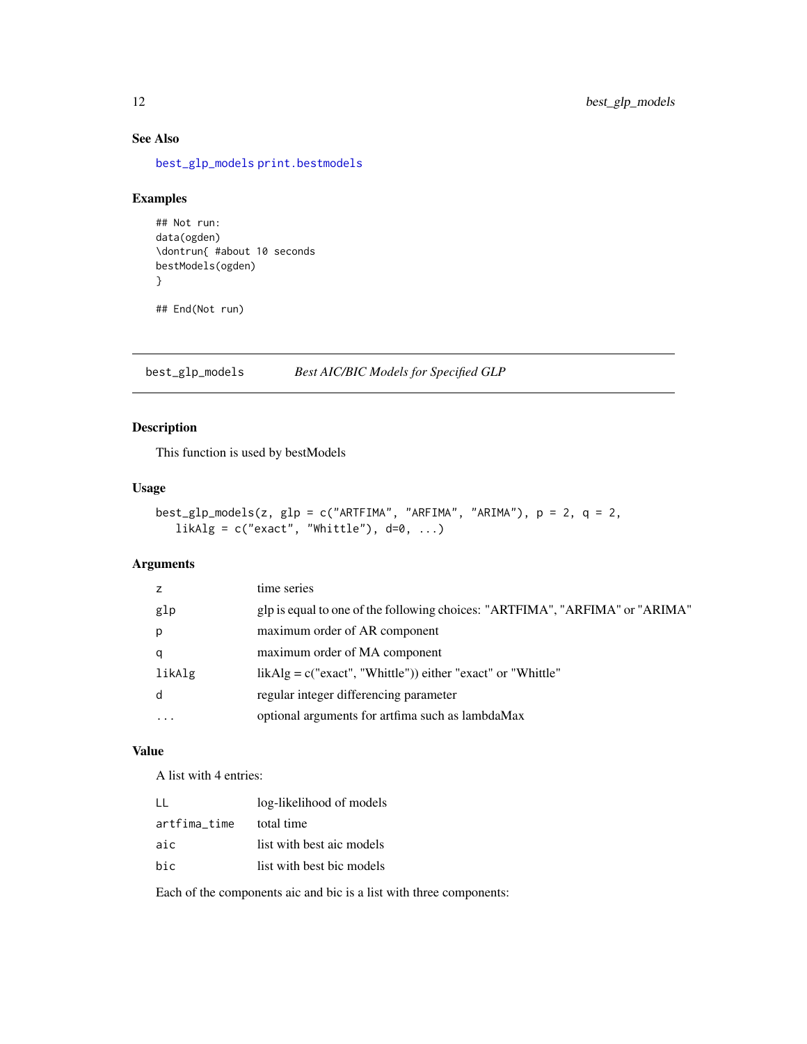### See Also

best_glp_models print.bestmodels

### Examples

```
## Not run:
data(ogden)
\dontrun{ #about 10 seconds
bestModels(ogden)
}

## End(Not run)
```

---

## best_glp_models — *Best AIC/BIC Models for Specified GLP*

---

### Description

This function is used by bestModels

### Usage

```
best_glp_models(z, glp = c("ARTFIMA", "ARFIMA", "ARIMA"), p = 2, q = 2,
   likAlg = c("exact", "Whittle"), d=0, ...)
```

### Arguments

| | |
|---|---|
| z | time series |
| glp | glp is equal to one of the following choices: "ARTFIMA", "ARFIMA" or "ARIMA" |
| p | maximum order of AR component |
| q | maximum order of MA component |
| likAlg | likAlg = c("exact", "Whittle")) either "exact" or "Whittle" |
| d | regular integer differencing parameter |
| ... | optional arguments for artfima such as lambdaMax |

### Value

A list with 4 entries:

| | |
|---|---|
| LL | log-likelihood of models |
| artfima_time | total time |
| aic | list with best aic models |
| bic | list with best bic models |

Each of the components aic and bic is a list with three components: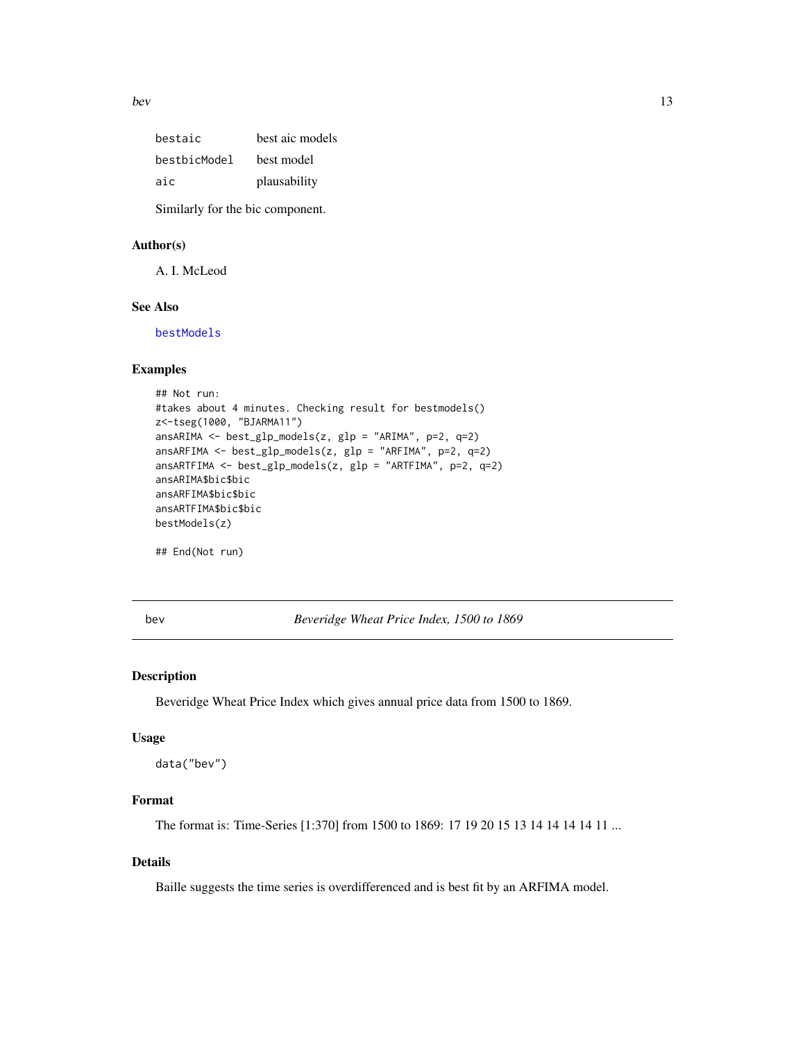| | |
|---|---|
| `bestaic` | best aic models |
| `bestbicModel` | best model |
| `aic` | plausability |

Similarly for the bic component.

## Author(s)

A. I. McLeod

## See Also

`bestModels`

## Examples

```
## Not run:
#takes about 4 minutes. Checking result for bestmodels()
z<-tseg(1000, "BJARMA11")
ansARIMA <- best_glp_models(z, glp = "ARIMA", p=2, q=2)
ansARFIMA <- best_glp_models(z, glp = "ARFIMA", p=2, q=2)
ansARTFIMA <- best_glp_models(z, glp = "ARTFIMA", p=2, q=2)
ansARIMA$bic$bic
ansARFIMA$bic$bic
ansARTFIMA$bic$bic
bestModels(z)

## End(Not run)
```

---

# bev — *Beveridge Wheat Price Index, 1500 to 1869*

## Description

Beveridge Wheat Price Index which gives annual price data from 1500 to 1869.

## Usage

```
data("bev")
```

## Format

The format is: Time-Series [1:370] from 1500 to 1869: 17 19 20 15 13 14 14 14 14 11 ...

## Details

Baille suggests the time series is overdifferenced and is best fit by an ARFIMA model.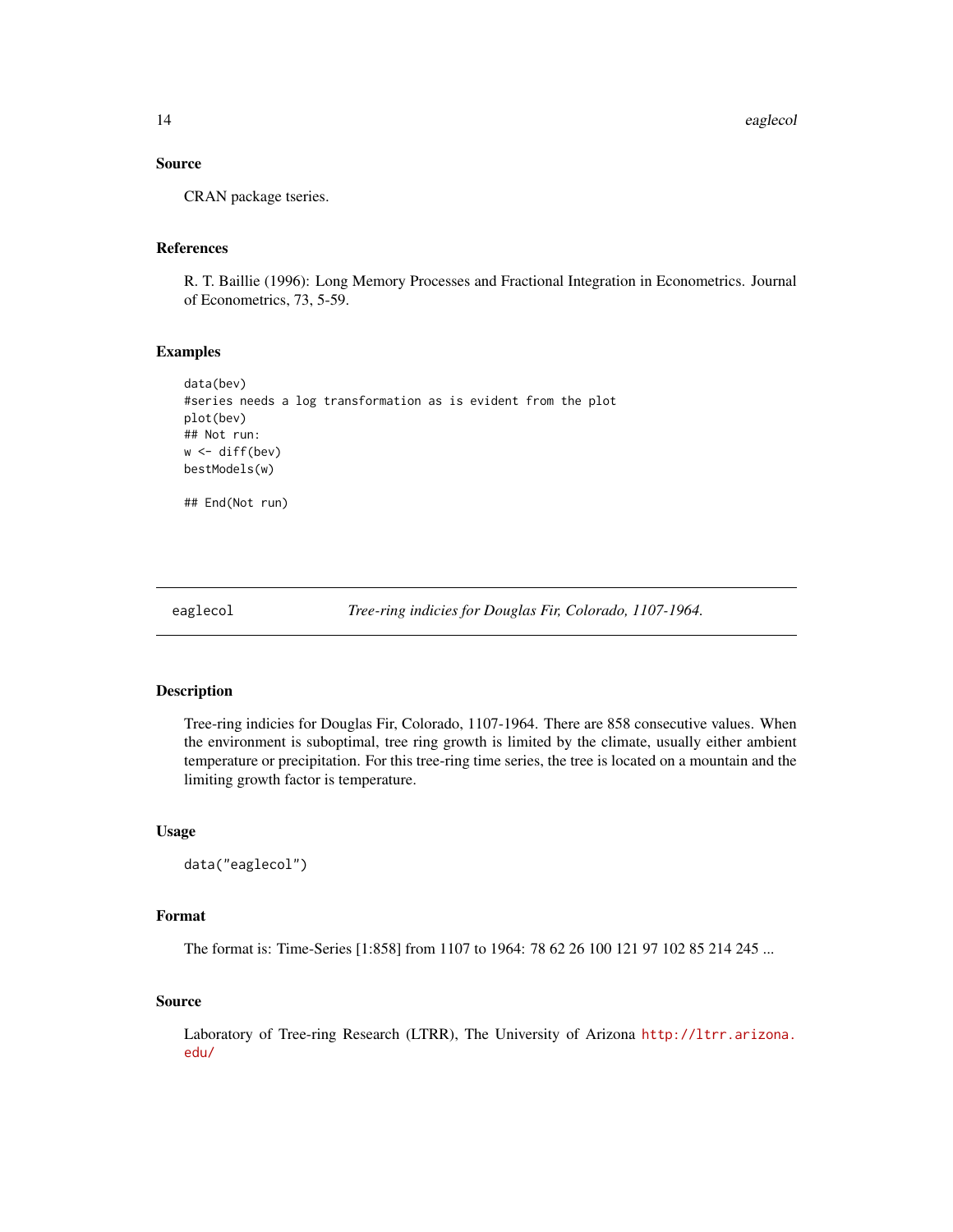### Source

CRAN package tseries.

### References

R. T. Baillie (1996): Long Memory Processes and Fractional Integration in Econometrics. Journal of Econometrics, 73, 5-59.

### Examples

```
data(bev)
#series needs a log transformation as is evident from the plot
plot(bev)
## Not run:
w <- diff(bev)
bestModels(w)

## End(Not run)
```

---

## eaglecol — *Tree-ring indicies for Douglas Fir, Colorado, 1107-1964.*

---

### Description

Tree-ring indicies for Douglas Fir, Colorado, 1107-1964. There are 858 consecutive values. When the environment is suboptimal, tree ring growth is limited by the climate, usually either ambient temperature or precipitation. For this tree-ring time series, the tree is located on a mountain and the limiting growth factor is temperature.

### Usage

```
data("eaglecol")
```

### Format

The format is: Time-Series [1:858] from 1107 to 1964: 78 62 26 100 121 97 102 85 214 245 ...

### Source

Laboratory of Tree-ring Research (LTRR), The University of Arizona http://ltrr.arizona.edu/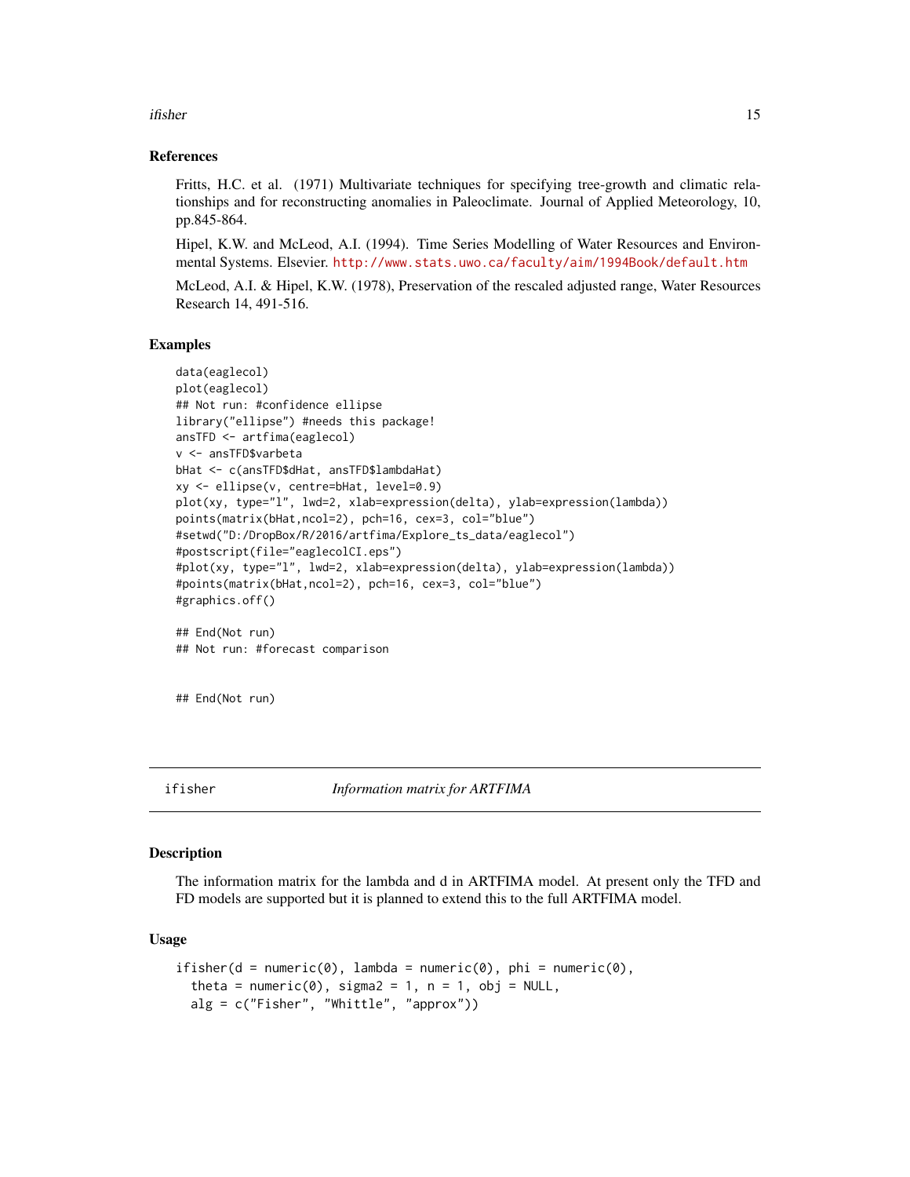### References

Fritts, H.C. et al. (1971) Multivariate techniques for specifying tree-growth and climatic relationships and for reconstructing anomalies in Paleoclimate. Journal of Applied Meteorology, 10, pp.845-864.

Hipel, K.W. and McLeod, A.I. (1994). Time Series Modelling of Water Resources and Environmental Systems. Elsevier. http://www.stats.uwo.ca/faculty/aim/1994Book/default.htm

McLeod, A.I. & Hipel, K.W. (1978), Preservation of the rescaled adjusted range, Water Resources Research 14, 491-516.

### Examples

```
data(eaglecol)
plot(eaglecol)
## Not run: #confidence ellipse
library("ellipse") #needs this package!
ansTFD <- artfima(eaglecol)
v <- ansTFD$varbeta
bHat <- c(ansTFD$dHat, ansTFD$lambdaHat)
xy <- ellipse(v, centre=bHat, level=0.9)
plot(xy, type="l", lwd=2, xlab=expression(delta), ylab=expression(lambda))
points(matrix(bHat,ncol=2), pch=16, cex=3, col="blue")
#setwd("D:/DropBox/R/2016/artfima/Explore_ts_data/eaglecol")
#postscript(file="eaglecolCI.eps")
#plot(xy, type="l", lwd=2, xlab=expression(delta), ylab=expression(lambda))
#points(matrix(bHat,ncol=2), pch=16, cex=3, col="blue")
#graphics.off()

## End(Not run)
## Not run: #forecast comparison


## End(Not run)
```

---

## ifisher — *Information matrix for ARTFIMA*

### Description

The information matrix for the lambda and d in ARTFIMA model. At present only the TFD and FD models are supported but it is planned to extend this to the full ARTFIMA model.

### Usage

```
ifisher(d = numeric(0), lambda = numeric(0), phi = numeric(0),
  theta = numeric(0), sigma2 = 1, n = 1, obj = NULL,
  alg = c("Fisher", "Whittle", "approx"))
```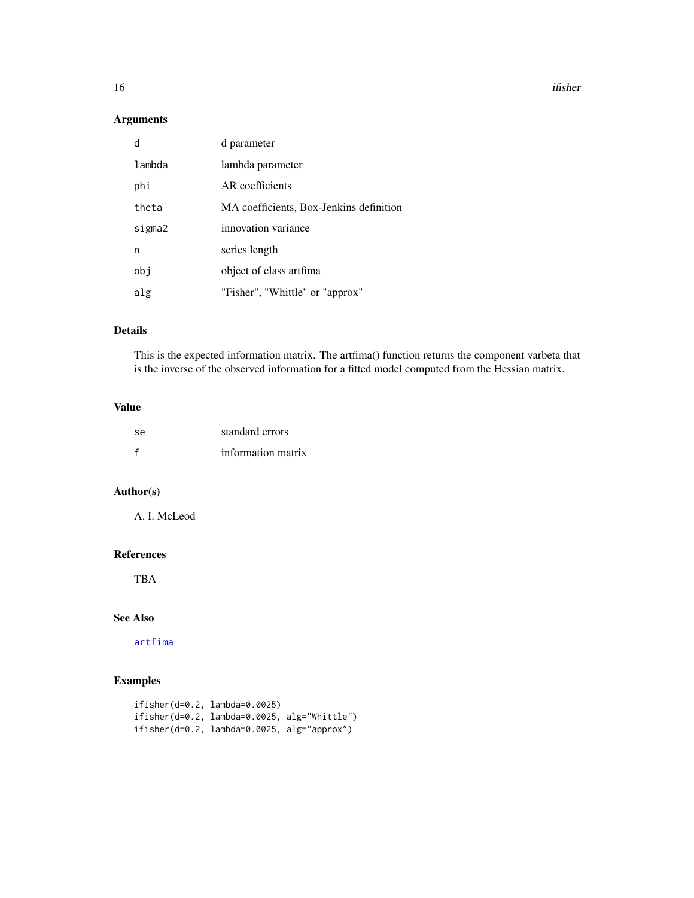## Arguments

| | |
|---|---|
| d | d parameter |
| lambda | lambda parameter |
| phi | AR coefficients |
| theta | MA coefficients, Box-Jenkins definition |
| sigma2 | innovation variance |
| n | series length |
| obj | object of class artfima |
| alg | "Fisher", "Whittle" or "approx" |

## Details

This is the expected information matrix. The artfima() function returns the component varbeta that is the inverse of the observed information for a fitted model computed from the Hessian matrix.

## Value

| | |
|---|---|
| se | standard errors |
| f | information matrix |

## Author(s)

A. I. McLeod

## References

TBA

## See Also

artfima

## Examples

```
ifisher(d=0.2, lambda=0.0025)
ifisher(d=0.2, lambda=0.0025, alg="Whittle")
ifisher(d=0.2, lambda=0.0025, alg="approx")
```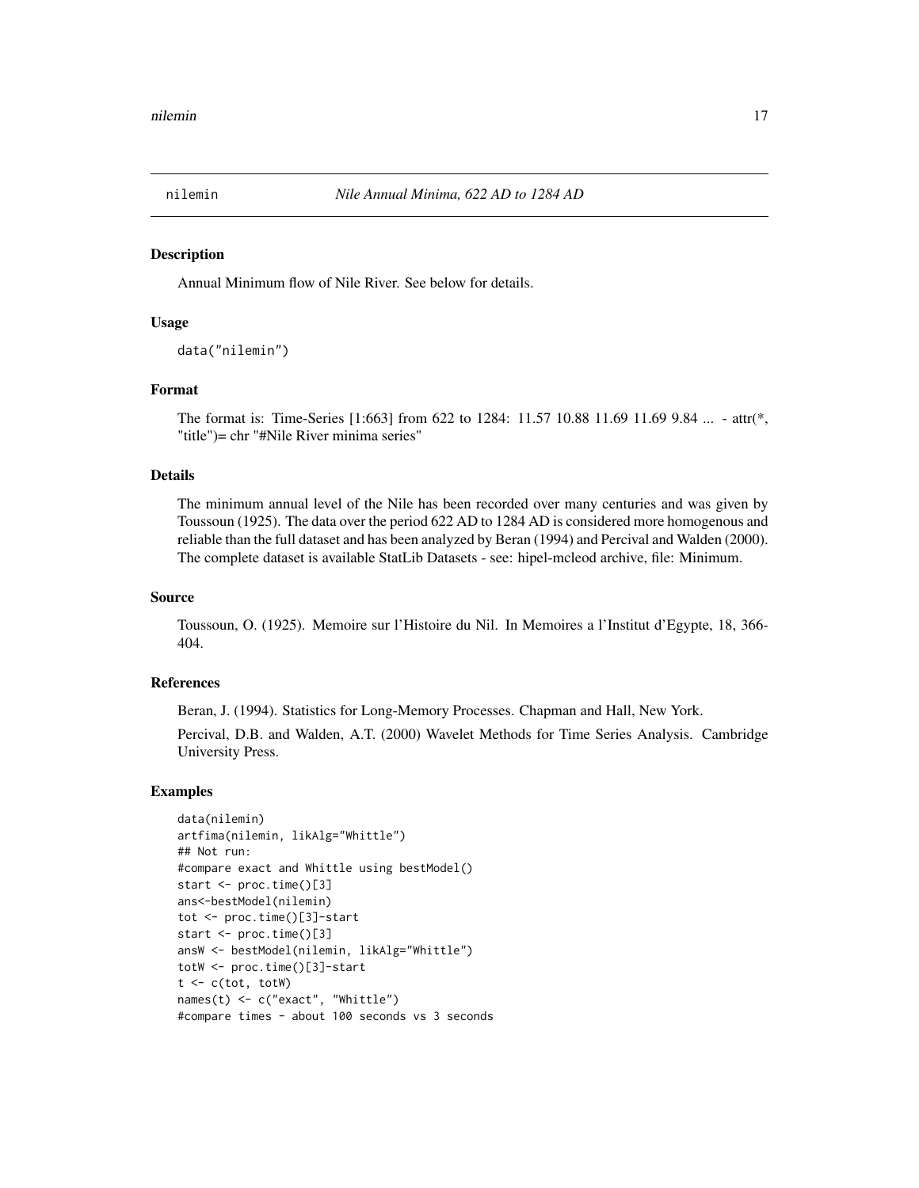nilemin *Nile Annual Minima, 622 AD to 1284 AD*

## Description

Annual Minimum flow of Nile River. See below for details.

## Usage

```
data("nilemin")
```

## Format

The format is: Time-Series [1:663] from 622 to 1284: 11.57 10.88 11.69 11.69 9.84 ... - attr(*, "title")= chr "#Nile River minima series"

## Details

The minimum annual level of the Nile has been recorded over many centuries and was given by Toussoun (1925). The data over the period 622 AD to 1284 AD is considered more homogenous and reliable than the full dataset and has been analyzed by Beran (1994) and Percival and Walden (2000). The complete dataset is available StatLib Datasets - see: hipel-mcleod archive, file: Minimum.

## Source

Toussoun, O. (1925). Memoire sur l'Histoire du Nil. In Memoires a l'Institut d'Egypte, 18, 366-404.

## References

Beran, J. (1994). Statistics for Long-Memory Processes. Chapman and Hall, New York.

Percival, D.B. and Walden, A.T. (2000) Wavelet Methods for Time Series Analysis. Cambridge University Press.

## Examples

```
data(nilemin)
artfima(nilemin, likAlg="Whittle")
## Not run:
#compare exact and Whittle using bestModel()
start <- proc.time()[3]
ans<-bestModel(nilemin)
tot <- proc.time()[3]-start
start <- proc.time()[3]
ansW <- bestModel(nilemin, likAlg="Whittle")
totW <- proc.time()[3]-start
t <- c(tot, totW)
names(t) <- c("exact", "Whittle")
#compare times - about 100 seconds vs 3 seconds
```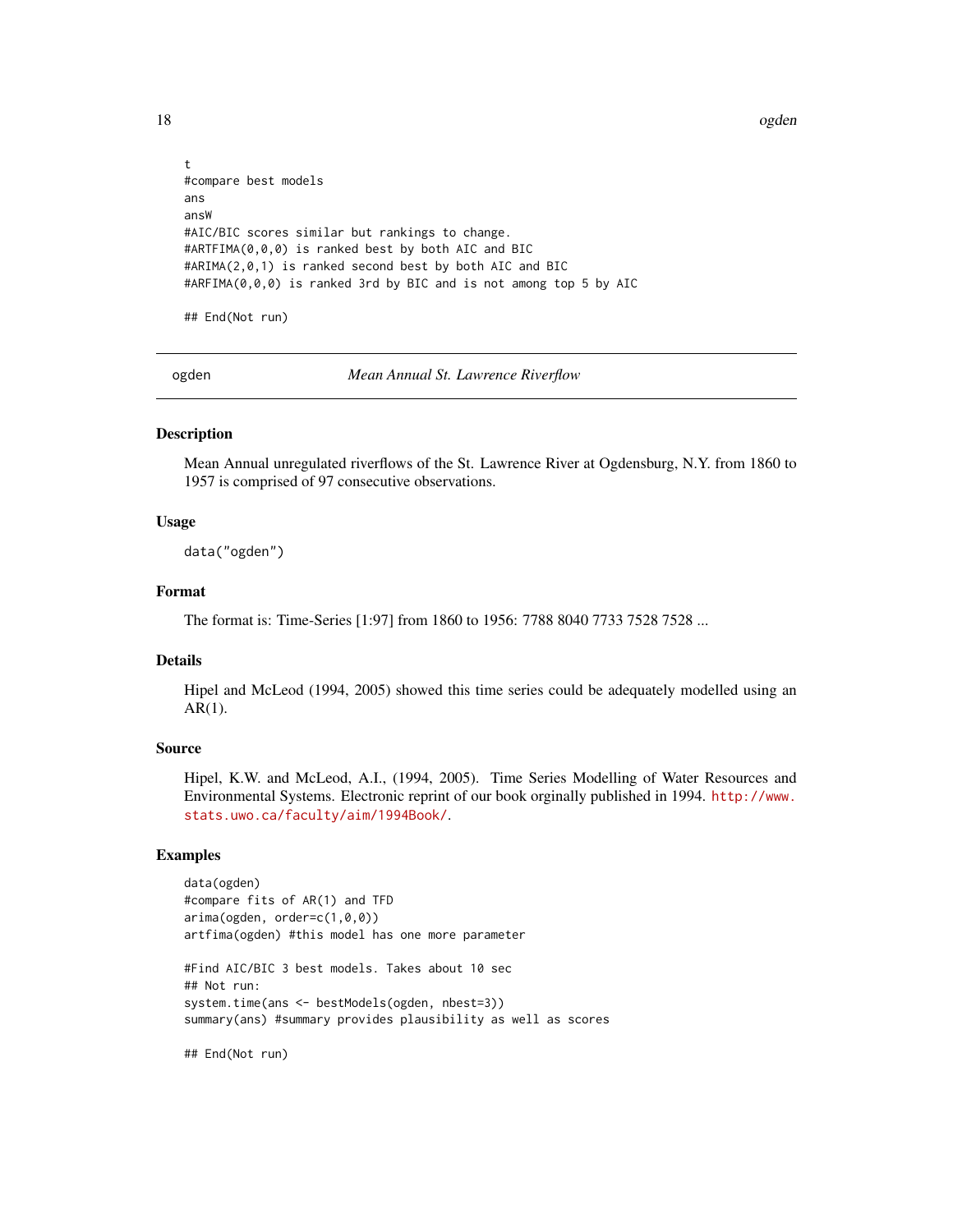```
t
#compare best models
ans
ansW
#AIC/BIC scores similar but rankings to change.
#ARTFIMA(0,0,0) is ranked best by both AIC and BIC
#ARIMA(2,0,1) is ranked second best by both AIC and BIC
#ARFIMA(0,0,0) is ranked 3rd by BIC and is not among top 5 by AIC

## End(Not run)
```

## ogden — *Mean Annual St. Lawrence Riverflow*

### Description

Mean Annual unregulated riverflows of the St. Lawrence River at Ogdensburg, N.Y. from 1860 to 1957 is comprised of 97 consecutive observations.

### Usage

```
data("ogden")
```

### Format

The format is: Time-Series [1:97] from 1860 to 1956: 7788 8040 7733 7528 7528 ...

### Details

Hipel and McLeod (1994, 2005) showed this time series could be adequately modelled using an AR(1).

### Source

Hipel, K.W. and McLeod, A.I., (1994, 2005). Time Series Modelling of Water Resources and Environmental Systems. Electronic reprint of our book orginally published in 1994. http://www.stats.uwo.ca/faculty/aim/1994Book/.

### Examples

```
data(ogden)
#compare fits of AR(1) and TFD
arima(ogden, order=c(1,0,0))
artfima(ogden) #this model has one more parameter

#Find AIC/BIC 3 best models. Takes about 10 sec
## Not run:
system.time(ans <- bestModels(ogden, nbest=3))
summary(ans) #summary provides plausibility as well as scores

## End(Not run)
```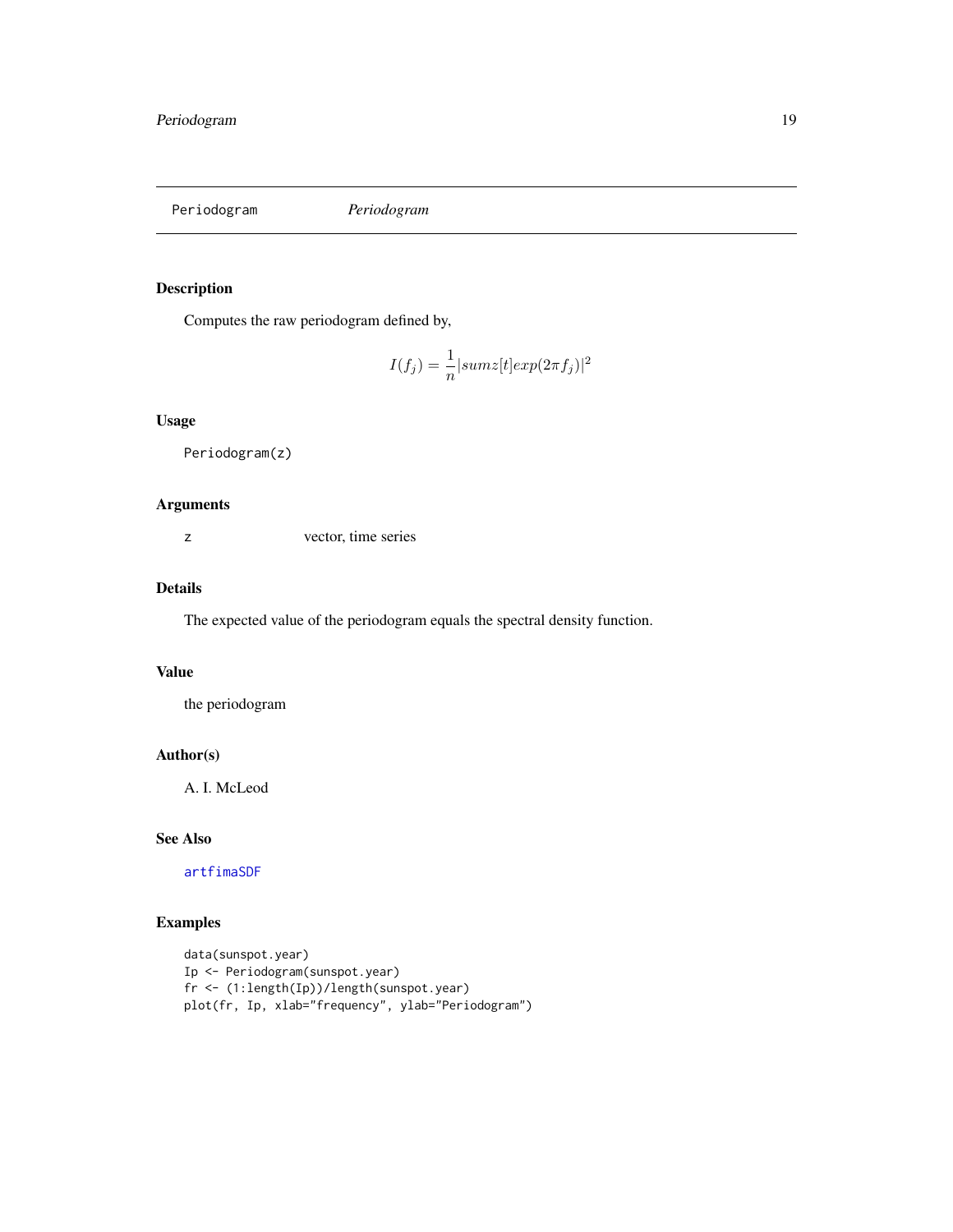Periodogram &nbsp;&nbsp;&nbsp;&nbsp;&nbsp; *Periodogram*

## Description

Computes the raw periodogram defined by,

$$I(f_j) = \frac{1}{n} |sumz[t]exp(2\pi f_j)|^2$$

## Usage

```
Periodogram(z)
```

## Arguments

| | |
|---|---|
| z | vector, time series |

## Details

The expected value of the periodogram equals the spectral density function.

## Value

the periodogram

## Author(s)

A. I. McLeod

## See Also

artfimaSDF

## Examples

```
data(sunspot.year)
Ip <- Periodogram(sunspot.year)
fr <- (1:length(Ip))/length(sunspot.year)
plot(fr, Ip, xlab="frequency", ylab="Periodogram")
```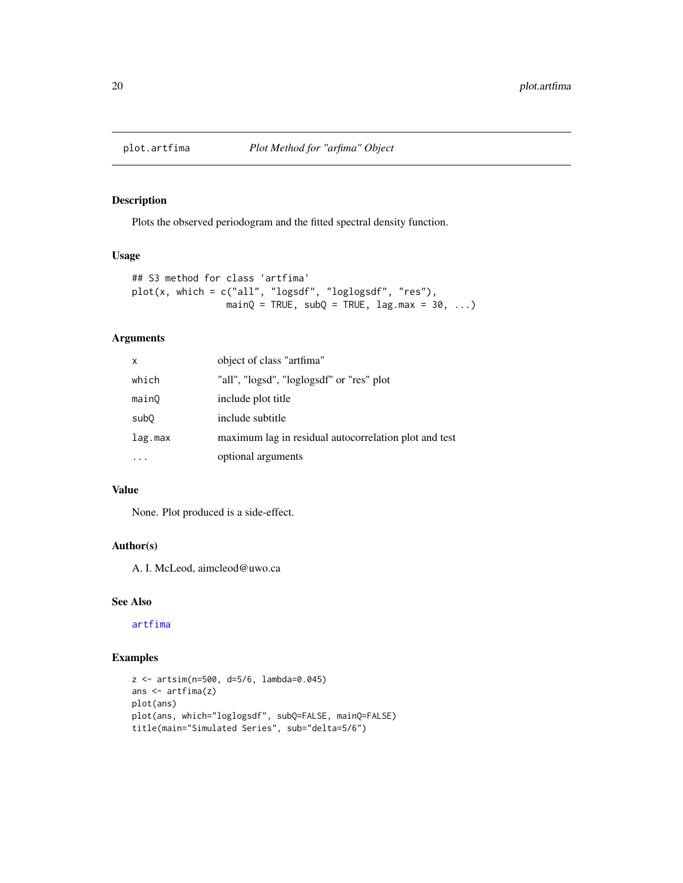plot.artfima *Plot Method for "arfima" Object*

### Description

Plots the observed periodogram and the fitted spectral density function.

### Usage

```
## S3 method for class 'artfima'
plot(x, which = c("all", "logsdf", "loglogsdf", "res"),
                 mainQ = TRUE, subQ = TRUE, lag.max = 30, ...)
```

### Arguments

| | |
|---|---|
| `x` | object of class "artfima" |
| `which` | "all", "logsd", "loglogsdf" or "res" plot |
| `mainQ` | include plot title |
| `subQ` | include subtitle |
| `lag.max` | maximum lag in residual autocorrelation plot and test |
| `...` | optional arguments |

### Value

None. Plot produced is a side-effect.

### Author(s)

A. I. McLeod, aimcleod@uwo.ca

### See Also

`artfima`

### Examples

```
z <- artsim(n=500, d=5/6, lambda=0.045)
ans <- artfima(z)
plot(ans)
plot(ans, which="loglogsdf", subQ=FALSE, mainQ=FALSE)
title(main="Simulated Series", sub="delta=5/6")
```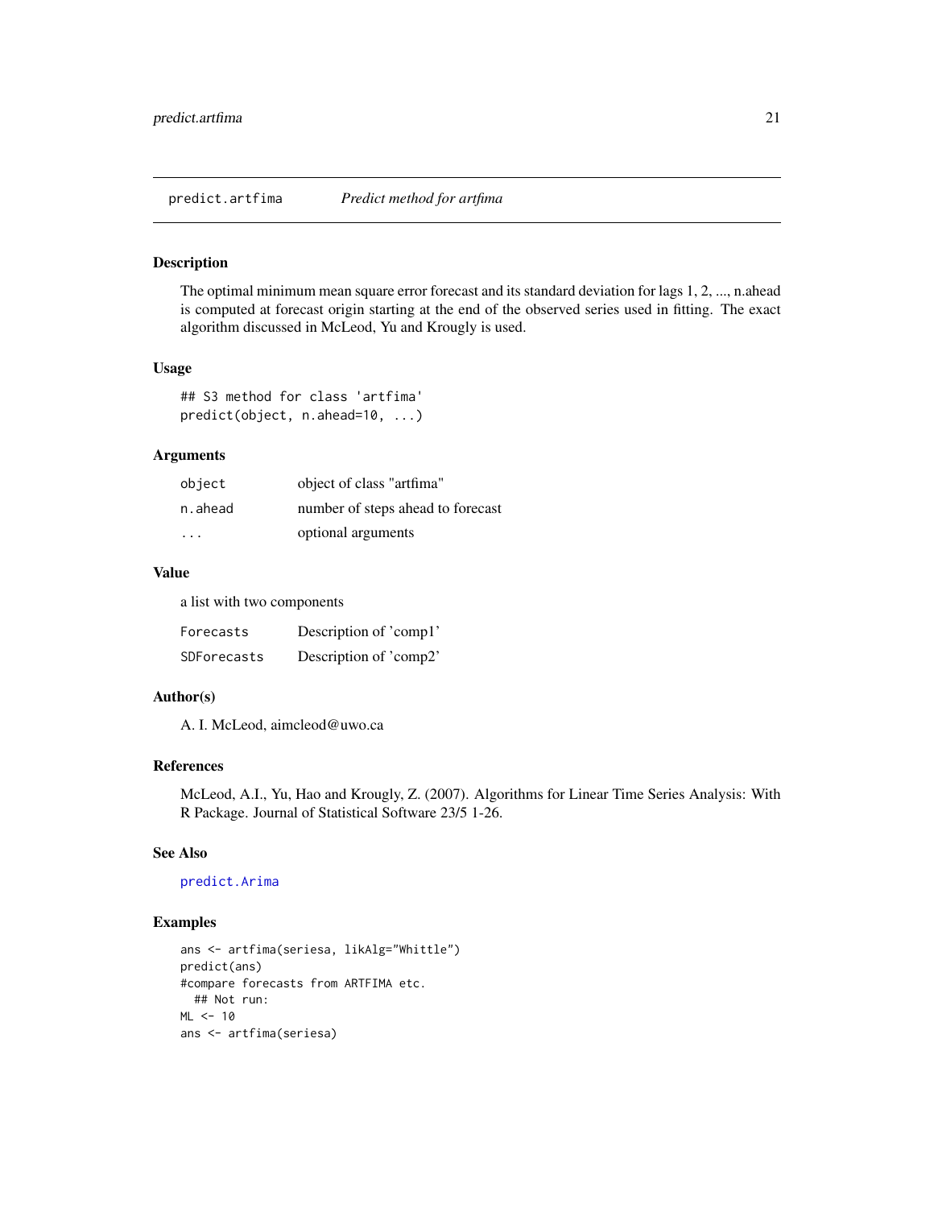predict.artfima &emsp; *Predict method for artfima*

## Description

The optimal minimum mean square error forecast and its standard deviation for lags 1, 2, ..., n.ahead is computed at forecast origin starting at the end of the observed series used in fitting. The exact algorithm discussed in McLeod, Yu and Krougly is used.

## Usage

```
## S3 method for class 'artfima'
predict(object, n.ahead=10, ...)
```

## Arguments

| | |
|---|---|
| `object` | object of class "artfima" |
| `n.ahead` | number of steps ahead to forecast |
| `...` | optional arguments |

## Value

a list with two components

| | |
|---|---|
| `Forecasts` | Description of 'comp1' |
| `SDForecasts` | Description of 'comp2' |

## Author(s)

A. I. McLeod, aimcleod@uwo.ca

## References

McLeod, A.I., Yu, Hao and Krougly, Z. (2007). Algorithms for Linear Time Series Analysis: With R Package. Journal of Statistical Software 23/5 1-26.

## See Also

predict.Arima

## Examples

```
ans <- artfima(seriesa, likAlg="Whittle")
predict(ans)
#compare forecasts from ARTFIMA etc.
  ## Not run:
ML <- 10
ans <- artfima(seriesa)
```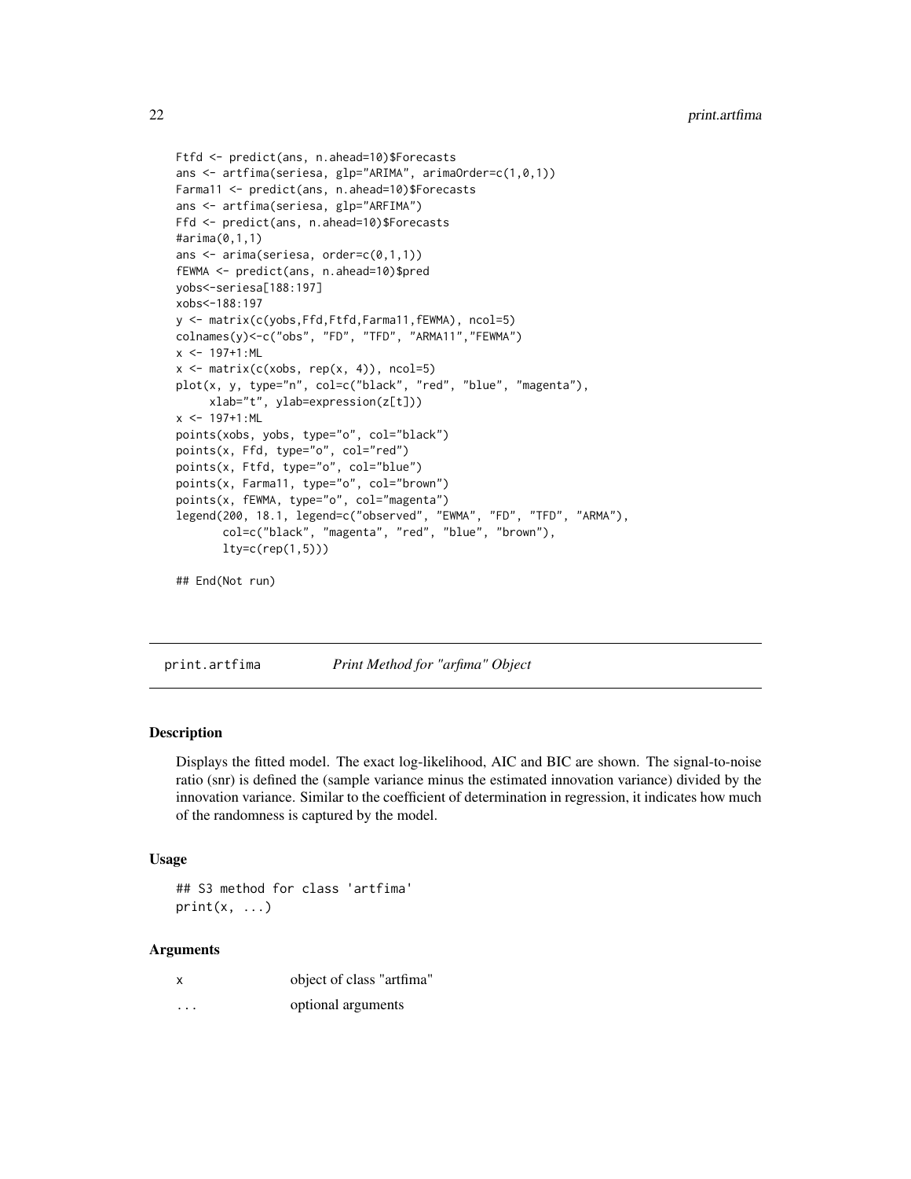```
Ftfd <- predict(ans, n.ahead=10)$Forecasts
ans <- artfima(seriesa, glp="ARIMA", arimaOrder=c(1,0,1))
Farma11 <- predict(ans, n.ahead=10)$Forecasts
ans <- artfima(seriesa, glp="ARFIMA")
Ffd <- predict(ans, n.ahead=10)$Forecasts
#arima(0,1,1)
ans <- arima(seriesa, order=c(0,1,1))
fEWMA <- predict(ans, n.ahead=10)$pred
yobs<-seriesa[188:197]
xobs<-188:197
y <- matrix(c(yobs,Ffd,Ftfd,Farma11,fEWMA), ncol=5)
colnames(y)<-c("obs", "FD", "TFD", "ARMA11","FEWMA")
x <- 197+1:ML
x <- matrix(c(xobs, rep(x, 4)), ncol=5)
plot(x, y, type="n", col=c("black", "red", "blue", "magenta"),
     xlab="t", ylab=expression(z[t]))
x <- 197+1:ML
points(xobs, yobs, type="o", col="black")
points(x, Ffd, type="o", col="red")
points(x, Ftfd, type="o", col="blue")
points(x, Farma11, type="o", col="brown")
points(x, fEWMA, type="o", col="magenta")
legend(200, 18.1, legend=c("observed", "EWMA", "FD", "TFD", "ARMA"),
       col=c("black", "magenta", "red", "blue", "brown"),
       lty=c(rep(1,5)))

## End(Not run)
```

## print.artfima *Print Method for "arfima" Object*

### Description

Displays the fitted model. The exact log-likelihood, AIC and BIC are shown. The signal-to-noise ratio (snr) is defined the (sample variance minus the estimated innovation variance) divided by the innovation variance. Similar to the coefficient of determination in regression, it indicates how much of the randomness is captured by the model.

### Usage

```
## S3 method for class 'artfima'
print(x, ...)
```

### Arguments

| | |
|---|---|
| x | object of class "artfima" |
| ... | optional arguments |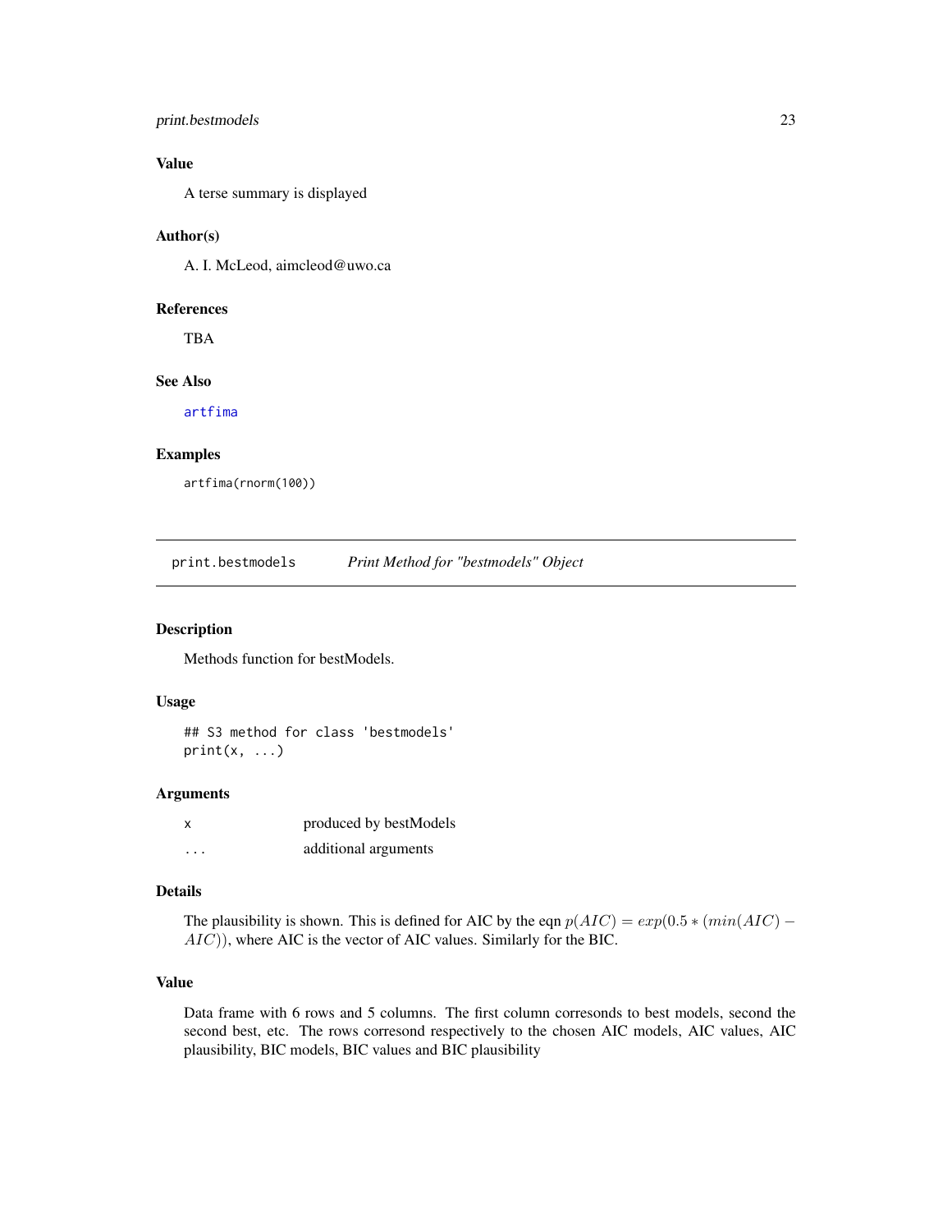### Value

A terse summary is displayed

### Author(s)

A. I. McLeod, aimcleod@uwo.ca

### References

TBA

### See Also

`artfima`

### Examples

```
artfima(rnorm(100))
```

---

## print.bestmodels — *Print Method for "bestmodels" Object*

---

### Description

Methods function for bestModels.

### Usage

```
## S3 method for class 'bestmodels'
print(x, ...)
```

### Arguments

| | |
|---|---|
| x | produced by bestModels |
| ... | additional arguments |

### Details

The plausibility is shown. This is defined for AIC by the eqn $p(AIC) = exp(0.5 * (min(AIC) - AIC))$, where AIC is the vector of AIC values. Similarly for the BIC.

### Value

Data frame with 6 rows and 5 columns. The first column corresonds to best models, second the second best, etc. The rows corresond respectively to the chosen AIC models, AIC values, AIC plausibility, BIC models, BIC values and BIC plausibility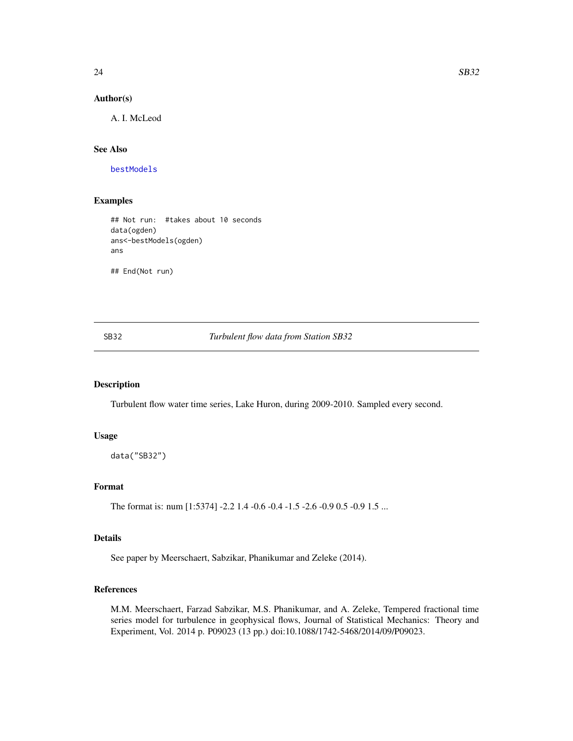### Author(s)

A. I. McLeod

### See Also

bestModels

### Examples

```
## Not run:  #takes about 10 seconds
data(ogden)
ans<-bestModels(ogden)
ans

## End(Not run)
```

---

## SB32 — *Turbulent flow data from Station SB32*

---

### Description

Turbulent flow water time series, Lake Huron, during 2009-2010. Sampled every second.

### Usage

```
data("SB32")
```

### Format

The format is: num [1:5374] -2.2 1.4 -0.6 -0.4 -1.5 -2.6 -0.9 0.5 -0.9 1.5 ...

### Details

See paper by Meerschaert, Sabzikar, Phanikumar and Zeleke (2014).

### References

M.M. Meerschaert, Farzad Sabzikar, M.S. Phanikumar, and A. Zeleke, Tempered fractional time series model for turbulence in geophysical flows, Journal of Statistical Mechanics: Theory and Experiment, Vol. 2014 p. P09023 (13 pp.) doi:10.1088/1742-5468/2014/09/P09023.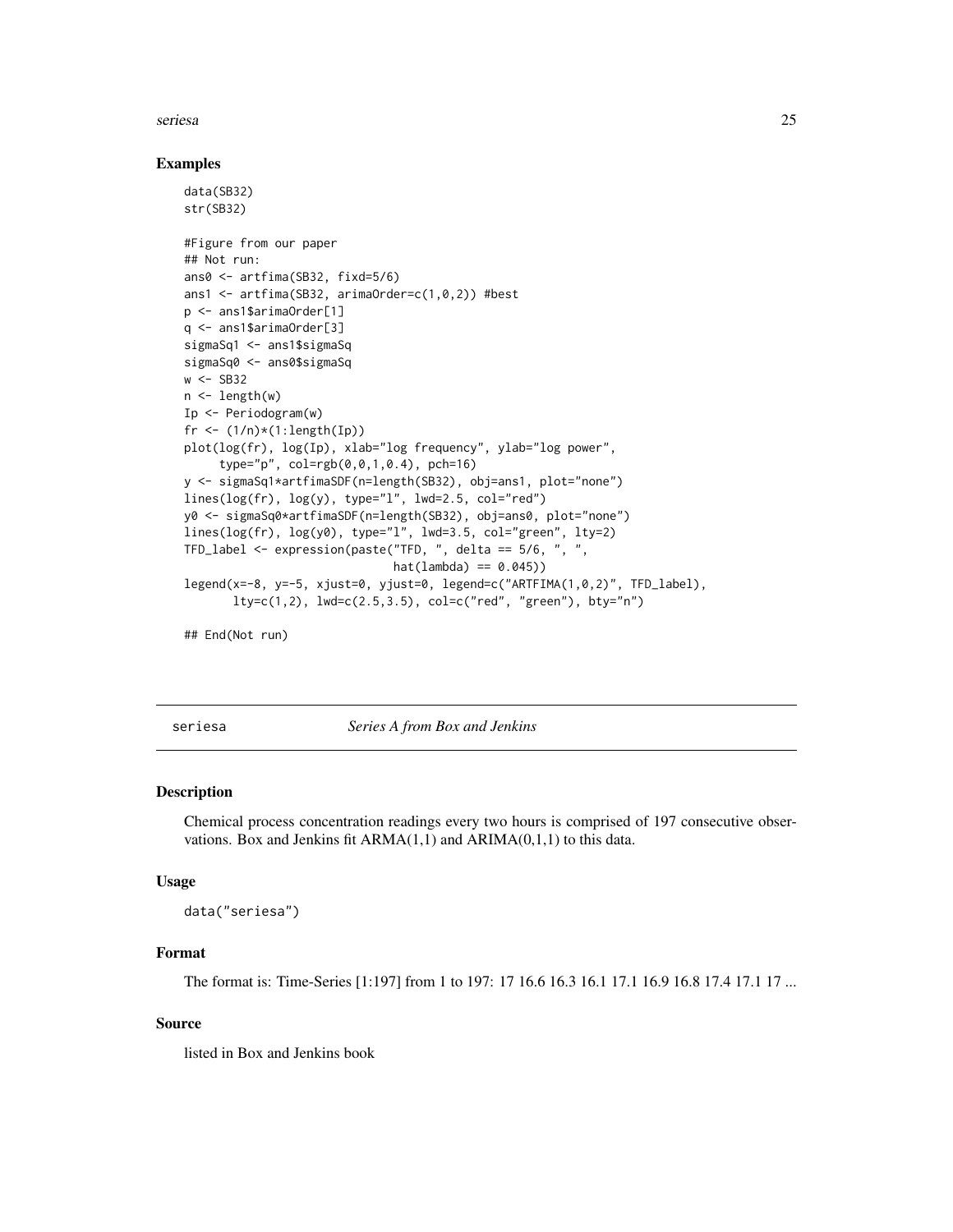## Examples

```
data(SB32)
str(SB32)

#Figure from our paper
## Not run:
ans0 <- artfima(SB32, fixd=5/6)
ans1 <- artfima(SB32, arimaOrder=c(1,0,2)) #best
p <- ans1$arimaOrder[1]
q <- ans1$arimaOrder[3]
sigmaSq1 <- ans1$sigmaSq
sigmaSq0 <- ans0$sigmaSq
w <- SB32
n <- length(w)
Ip <- Periodogram(w)
fr <- (1/n)*(1:length(Ip))
plot(log(fr), log(Ip), xlab="log frequency", ylab="log power",
     type="p", col=rgb(0,0,1,0.4), pch=16)
y <- sigmaSq1*artfimaSDF(n=length(SB32), obj=ans1, plot="none")
lines(log(fr), log(y), type="l", lwd=2.5, col="red")
y0 <- sigmaSq0*artfimaSDF(n=length(SB32), obj=ans0, plot="none")
lines(log(fr), log(y0), type="l", lwd=3.5, col="green", lty=2)
TFD_label <- expression(paste("TFD, ", delta == 5/6, ", ",
                              hat(lambda) == 0.045))
legend(x=-8, y=-5, xjust=0, yjust=0, legend=c("ARTFIMA(1,0,2)", TFD_label),
       lty=c(1,2), lwd=c(2.5,3.5), col=c("red", "green"), bty="n")

## End(Not run)
```

---

# seriesa — *Series A from Box and Jenkins*

## Description

Chemical process concentration readings every two hours is comprised of 197 consecutive observations. Box and Jenkins fit ARMA(1,1) and ARIMA(0,1,1) to this data.

## Usage

```
data("seriesa")
```

## Format

The format is: Time-Series [1:197] from 1 to 197: 17 16.6 16.3 16.1 17.1 16.9 16.8 17.4 17.1 17 ...

## Source

listed in Box and Jenkins book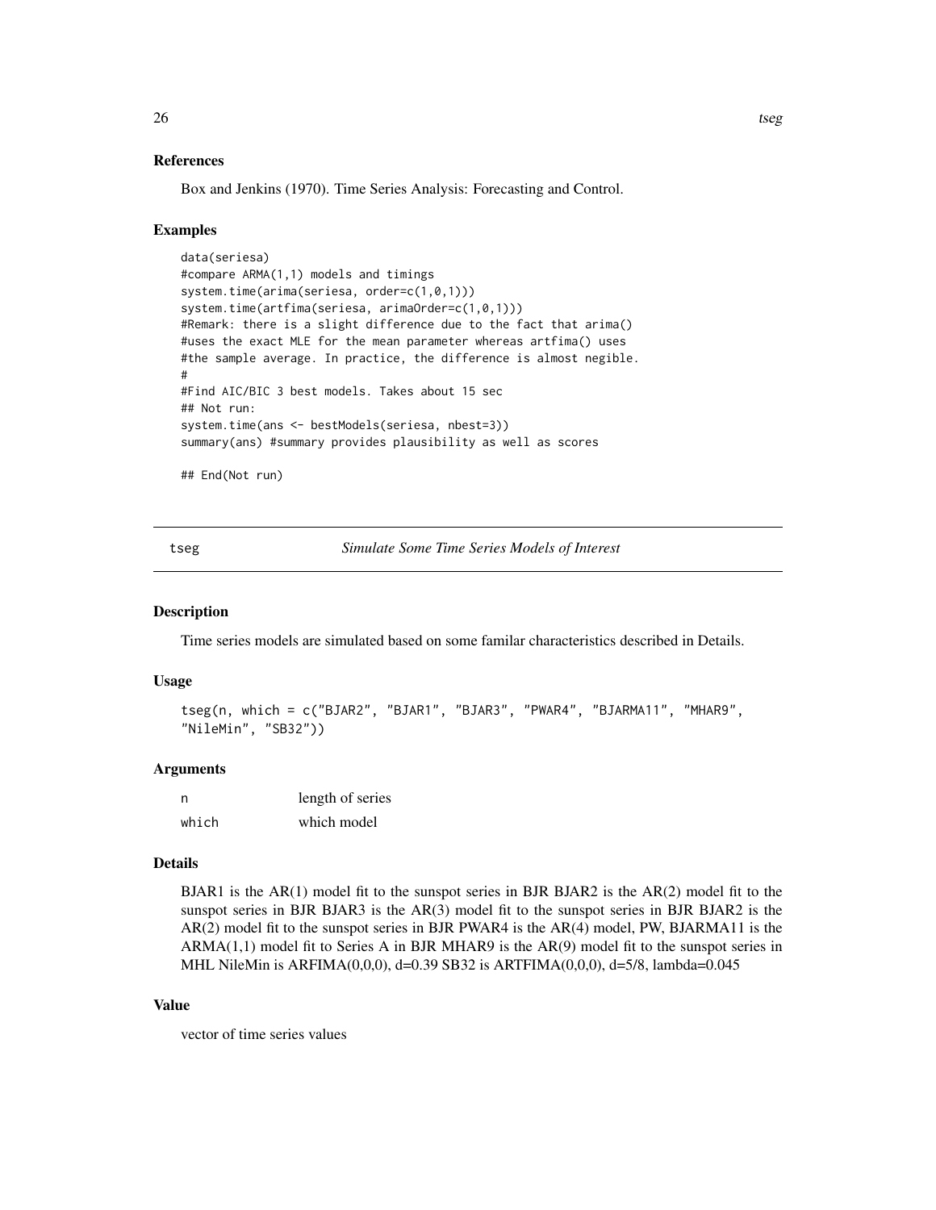### References

Box and Jenkins (1970). Time Series Analysis: Forecasting and Control.

### Examples

```
data(seriesa)
#compare ARMA(1,1) models and timings
system.time(arima(seriesa, order=c(1,0,1)))
system.time(artfima(seriesa, arimaOrder=c(1,0,1)))
#Remark: there is a slight difference due to the fact that arima()
#uses the exact MLE for the mean parameter whereas artfima() uses
#the sample average. In practice, the difference is almost negible.
#
#Find AIC/BIC 3 best models. Takes about 15 sec
## Not run:
system.time(ans <- bestModels(seriesa, nbest=3))
summary(ans) #summary provides plausibility as well as scores

## End(Not run)
```

---

## tseg — *Simulate Some Time Series Models of Interest*

### Description

Time series models are simulated based on some familar characteristics described in Details.

### Usage

```
tseg(n, which = c("BJAR2", "BJAR1", "BJAR3", "PWAR4", "BJARMA11", "MHAR9",
"NileMin", "SB32"))
```

### Arguments

| | |
|---|---|
| n | length of series |
| which | which model |

### Details

BJAR1 is the AR(1) model fit to the sunspot series in BJR BJAR2 is the AR(2) model fit to the sunspot series in BJR BJAR3 is the AR(3) model fit to the sunspot series in BJR BJAR2 is the AR(2) model fit to the sunspot series in BJR PWAR4 is the AR(4) model, PW, BJARMA11 is the ARMA(1,1) model fit to Series A in BJR MHAR9 is the AR(9) model fit to the sunspot series in MHL NileMin is ARFIMA(0,0,0), d=0.39 SB32 is ARTFIMA(0,0,0), d=5/8, lambda=0.045

### Value

vector of time series values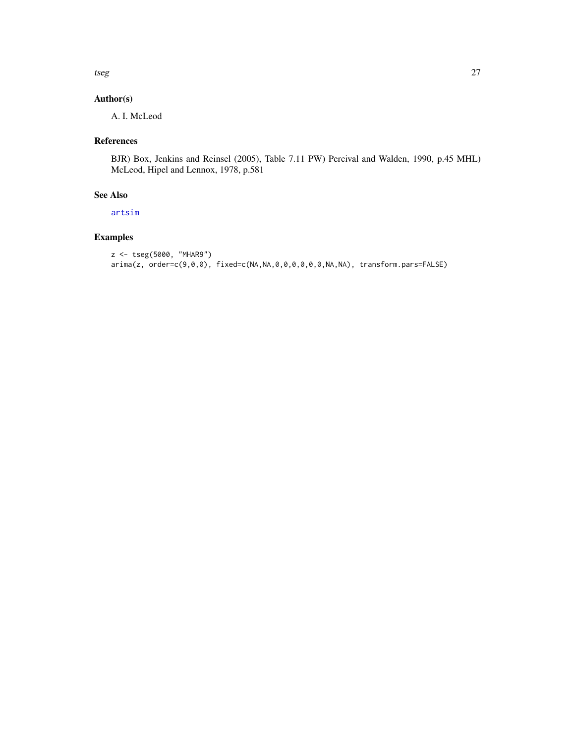## Author(s)

A. I. McLeod

## References

BJR) Box, Jenkins and Reinsel (2005), Table 7.11 PW) Percival and Walden, 1990, p.45 MHL) McLeod, Hipel and Lennox, 1978, p.581

## See Also

artsim

## Examples

```
z <- tseg(5000, "MHAR9")
arima(z, order=c(9,0,0), fixed=c(NA,NA,0,0,0,0,0,0,NA,NA), transform.pars=FALSE)
```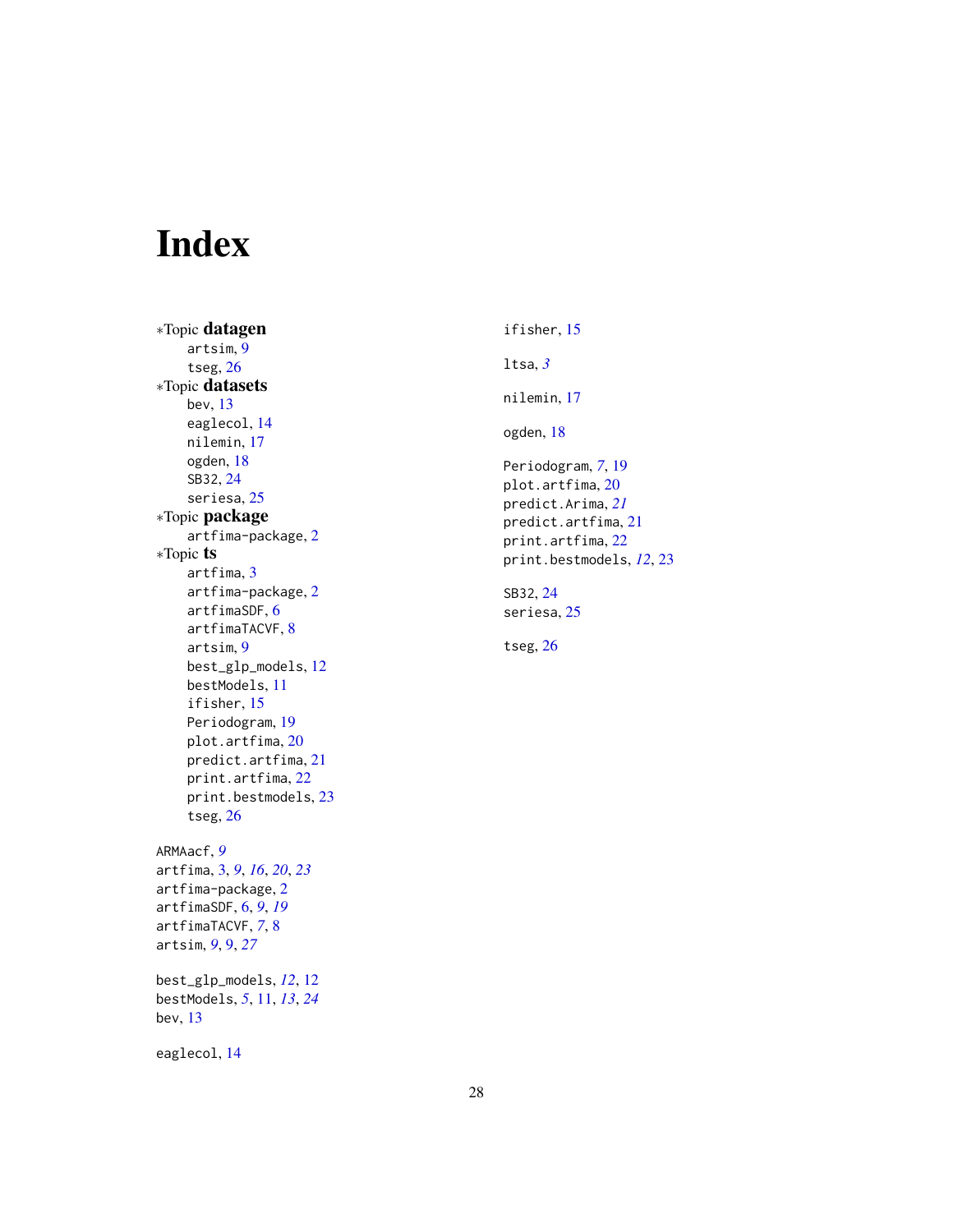# Index

*Topic **datagen**
- artsim, 9
- tseg, 26

*Topic **datasets**
- bev, 13
- eaglecol, 14
- nilemin, 17
- ogden, 18
- SB32, 24
- seriesa, 25

*Topic **package**
- artfima-package, 2

*Topic **ts**
- artfima, 3
- artfima-package, 2
- artfimaSDF, 6
- artfimaTACVF, 8
- artsim, 9
- best_glp_models, 12
- bestModels, 11
- ifisher, 15
- Periodogram, 19
- plot.artfima, 20
- predict.artfima, 21
- print.artfima, 22
- print.bestmodels, 23
- tseg, 26

ARMAacf, *9*
artfima, 3, *9*, *16*, *20*, *23*
artfima-package, 2
artfimaSDF, 6, *9*, *19*
artfimaTACVF, *7*, 8
artsim, *9*, 9, *27*

best_glp_models, *12*, 12
bestModels, *5*, 11, *13*, *24*
bev, 13

eaglecol, 14

ifisher, 15

ltsa, *3*

nilemin, 17

ogden, 18

Periodogram, *7*, 19
plot.artfima, 20
predict.Arima, *21*
predict.artfima, 21
print.artfima, 22
print.bestmodels, *12*, 23

SB32, 24
seriesa, 25

tseg, 26